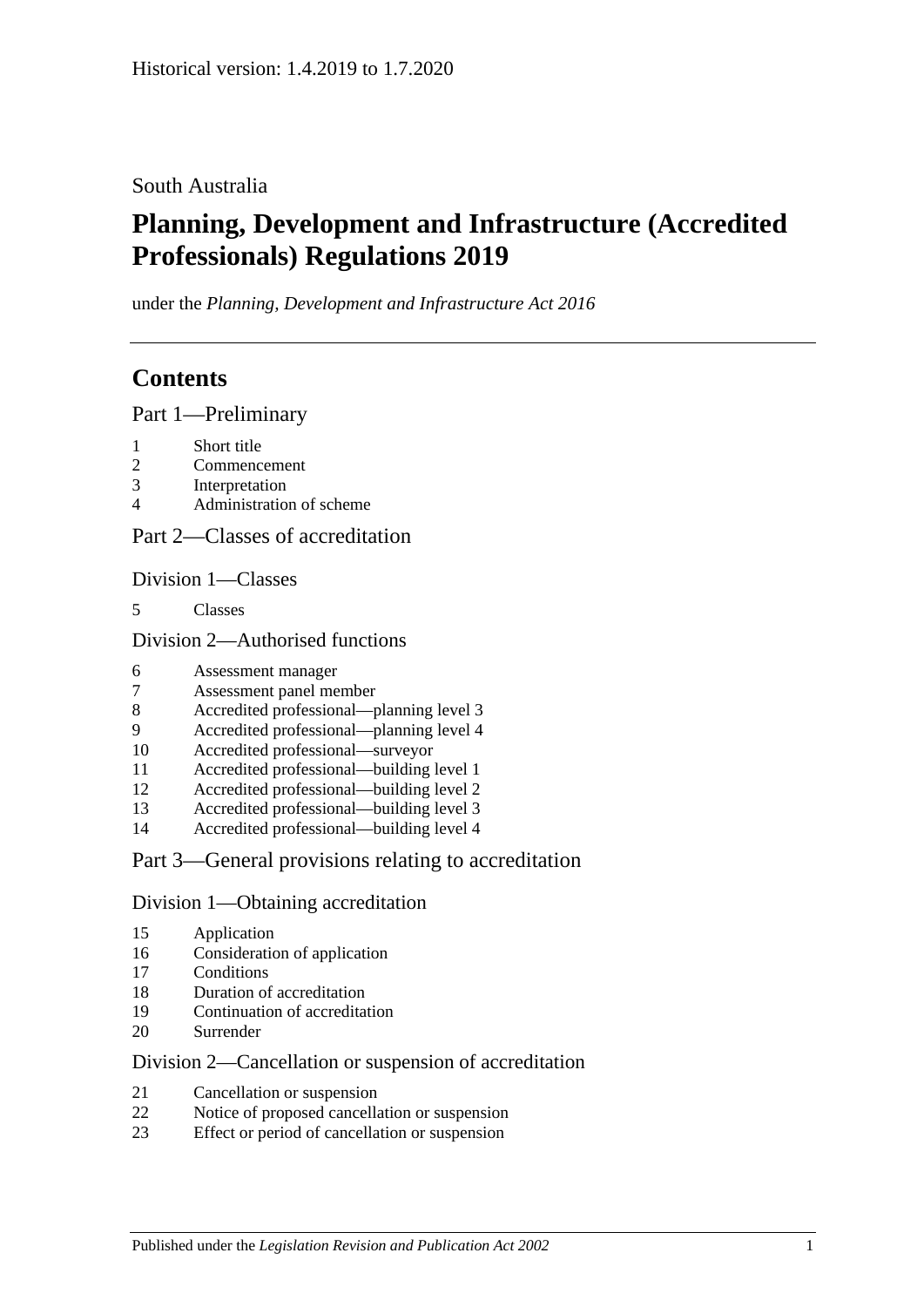Historical version: 1.4.2019 to 1.7.2020

South Australia

# Planning, Development and Infrastructure (Accredited Professionals) Regulations 2019

under the *Planning, Development and Infrastructure Act 2016*

## Contents

### Part 1—Preliminary

1 Short title
2 Commencement
3 Interpretation
4 Administration of scheme

### Part 2—Classes of accreditation

#### Division 1—Classes

5 Classes

#### Division 2—Authorised functions

6 Assessment manager
7 Assessment panel member
8 Accredited professional—planning level 3
9 Accredited professional—planning level 4
10 Accredited professional—surveyor
11 Accredited professional—building level 1
12 Accredited professional—building level 2
13 Accredited professional—building level 3
14 Accredited professional—building level 4

### Part 3—General provisions relating to accreditation

#### Division 1—Obtaining accreditation

15 Application
16 Consideration of application
17 Conditions
18 Duration of accreditation
19 Continuation of accreditation
20 Surrender

#### Division 2—Cancellation or suspension of accreditation

21 Cancellation or suspension
22 Notice of proposed cancellation or suspension
23 Effect or period of cancellation or suspension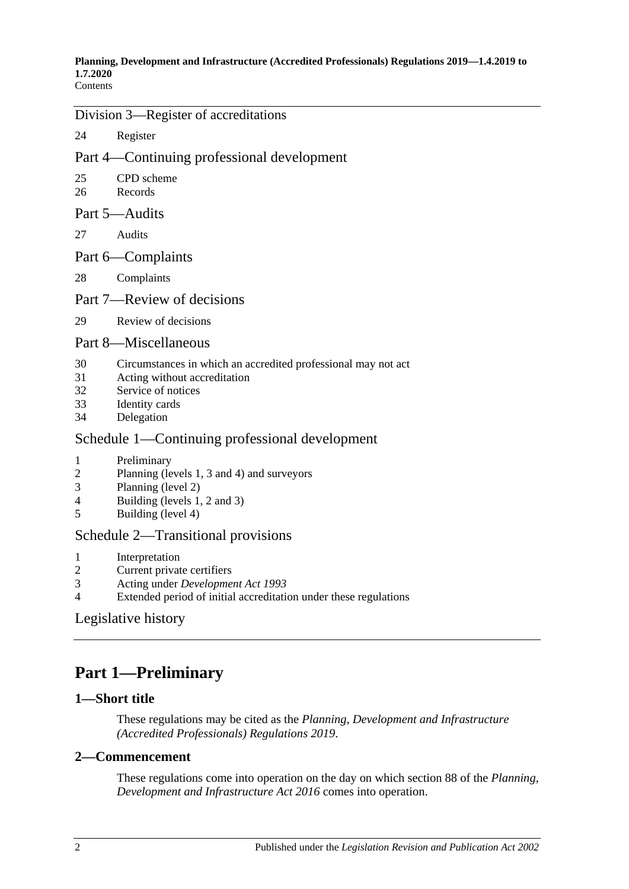## Division 3—Register of accreditations

24 Register

## Part 4—Continuing professional development

25 CPD scheme
26 Records

## Part 5—Audits

27 Audits

## Part 6—Complaints

28 Complaints

## Part 7—Review of decisions

29 Review of decisions

## Part 8—Miscellaneous

30 Circumstances in which an accredited professional may not act
31 Acting without accreditation
32 Service of notices
33 Identity cards
34 Delegation

## Schedule 1—Continuing professional development

1 Preliminary
2 Planning (levels 1, 3 and 4) and surveyors
3 Planning (level 2)
4 Building (levels 1, 2 and 3)
5 Building (level 4)

## Schedule 2—Transitional provisions

1 Interpretation
2 Current private certifiers
3 Acting under *Development Act 1993*
4 Extended period of initial accreditation under these regulations

## Legislative history

# Part 1—Preliminary

### 1—Short title

These regulations may be cited as the *Planning, Development and Infrastructure (Accredited Professionals) Regulations 2019*.

### 2—Commencement

These regulations come into operation on the day on which section 88 of the *Planning, Development and Infrastructure Act 2016* comes into operation.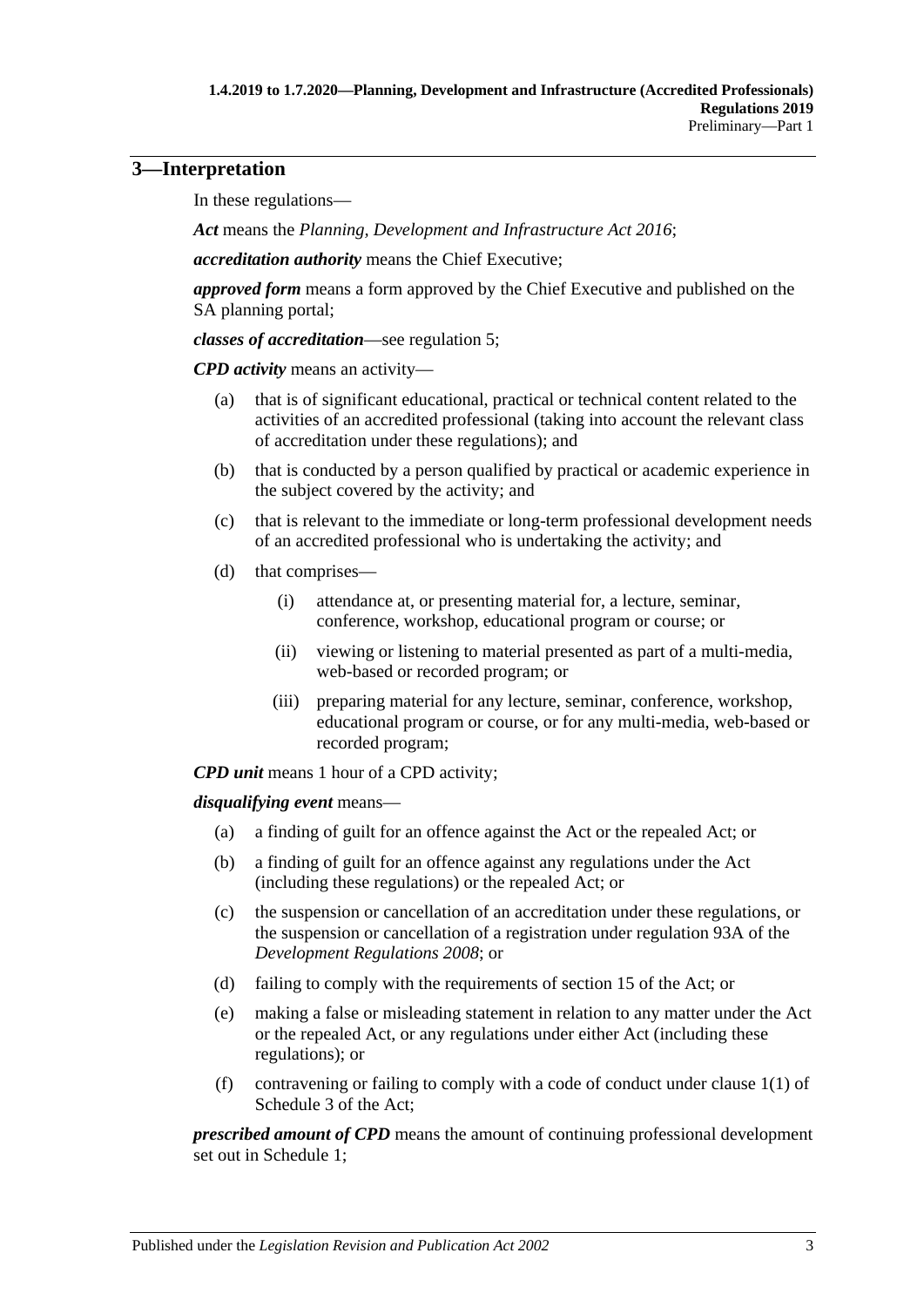## 3—Interpretation

In these regulations—

***Act*** means the *Planning, Development and Infrastructure Act 2016*;

***accreditation authority*** means the Chief Executive;

***approved form*** means a form approved by the Chief Executive and published on the SA planning portal;

***classes of accreditation***—see regulation 5;

***CPD activity*** means an activity—

(a) that is of significant educational, practical or technical content related to the activities of an accredited professional (taking into account the relevant class of accreditation under these regulations); and

(b) that is conducted by a person qualified by practical or academic experience in the subject covered by the activity; and

(c) that is relevant to the immediate or long-term professional development needs of an accredited professional who is undertaking the activity; and

(d) that comprises—

(i) attendance at, or presenting material for, a lecture, seminar, conference, workshop, educational program or course; or

(ii) viewing or listening to material presented as part of a multi-media, web-based or recorded program; or

(iii) preparing material for any lecture, seminar, conference, workshop, educational program or course, or for any multi-media, web-based or recorded program;

***CPD unit*** means 1 hour of a CPD activity;

***disqualifying event*** means—

(a) a finding of guilt for an offence against the Act or the repealed Act; or

(b) a finding of guilt for an offence against any regulations under the Act (including these regulations) or the repealed Act; or

(c) the suspension or cancellation of an accreditation under these regulations, or the suspension or cancellation of a registration under regulation 93A of the *Development Regulations 2008*; or

(d) failing to comply with the requirements of section 15 of the Act; or

(e) making a false or misleading statement in relation to any matter under the Act or the repealed Act, or any regulations under either Act (including these regulations); or

(f) contravening or failing to comply with a code of conduct under clause 1(1) of Schedule 3 of the Act;

***prescribed amount of CPD*** means the amount of continuing professional development set out in Schedule 1;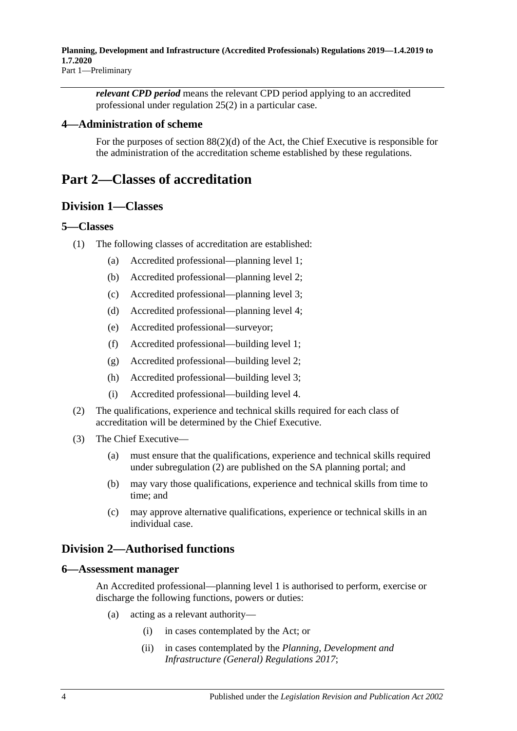***relevant CPD period*** means the relevant CPD period applying to an accredited professional under regulation 25(2) in a particular case.

### 4—Administration of scheme

For the purposes of section 88(2)(d) of the Act, the Chief Executive is responsible for the administration of the accreditation scheme established by these regulations.

# Part 2—Classes of accreditation

## Division 1—Classes

### 5—Classes

(1) The following classes of accreditation are established:

(a) Accredited professional—planning level 1;

(b) Accredited professional—planning level 2;

(c) Accredited professional—planning level 3;

(d) Accredited professional—planning level 4;

(e) Accredited professional—surveyor;

(f) Accredited professional—building level 1;

(g) Accredited professional—building level 2;

(h) Accredited professional—building level 3;

(i) Accredited professional—building level 4.

(2) The qualifications, experience and technical skills required for each class of accreditation will be determined by the Chief Executive.

(3) The Chief Executive—

(a) must ensure that the qualifications, experience and technical skills required under subregulation (2) are published on the SA planning portal; and

(b) may vary those qualifications, experience and technical skills from time to time; and

(c) may approve alternative qualifications, experience or technical skills in an individual case.

## Division 2—Authorised functions

### 6—Assessment manager

An Accredited professional—planning level 1 is authorised to perform, exercise or discharge the following functions, powers or duties:

(a) acting as a relevant authority—

(i) in cases contemplated by the Act; or

(ii) in cases contemplated by the *Planning, Development and Infrastructure (General) Regulations 2017*;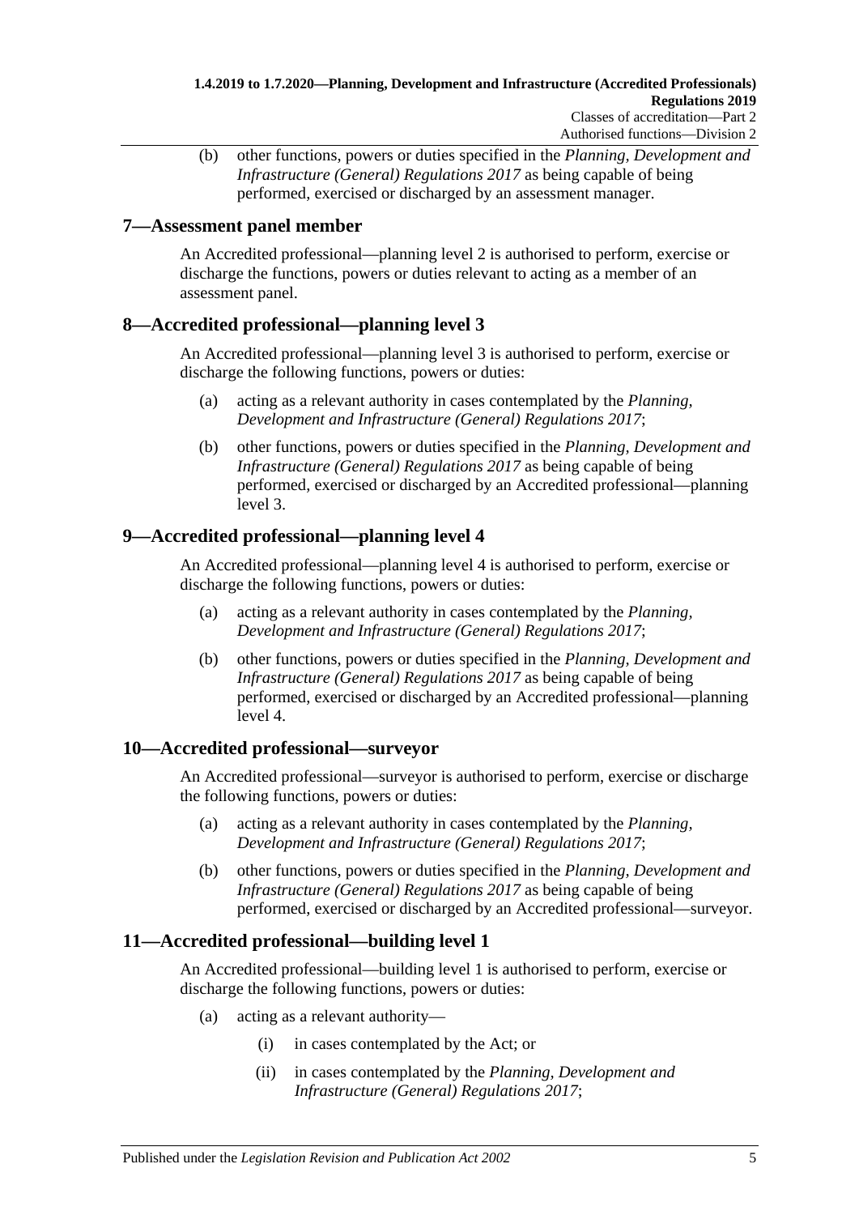(b) other functions, powers or duties specified in the *Planning, Development and Infrastructure (General) Regulations 2017* as being capable of being performed, exercised or discharged by an assessment manager.

## 7—Assessment panel member

An Accredited professional—planning level 2 is authorised to perform, exercise or discharge the functions, powers or duties relevant to acting as a member of an assessment panel.

## 8—Accredited professional—planning level 3

An Accredited professional—planning level 3 is authorised to perform, exercise or discharge the following functions, powers or duties:

(a) acting as a relevant authority in cases contemplated by the *Planning, Development and Infrastructure (General) Regulations 2017*;

(b) other functions, powers or duties specified in the *Planning, Development and Infrastructure (General) Regulations 2017* as being capable of being performed, exercised or discharged by an Accredited professional—planning level 3.

## 9—Accredited professional—planning level 4

An Accredited professional—planning level 4 is authorised to perform, exercise or discharge the following functions, powers or duties:

(a) acting as a relevant authority in cases contemplated by the *Planning, Development and Infrastructure (General) Regulations 2017*;

(b) other functions, powers or duties specified in the *Planning, Development and Infrastructure (General) Regulations 2017* as being capable of being performed, exercised or discharged by an Accredited professional—planning level 4.

## 10—Accredited professional—surveyor

An Accredited professional—surveyor is authorised to perform, exercise or discharge the following functions, powers or duties:

(a) acting as a relevant authority in cases contemplated by the *Planning, Development and Infrastructure (General) Regulations 2017*;

(b) other functions, powers or duties specified in the *Planning, Development and Infrastructure (General) Regulations 2017* as being capable of being performed, exercised or discharged by an Accredited professional—surveyor.

## 11—Accredited professional—building level 1

An Accredited professional—building level 1 is authorised to perform, exercise or discharge the following functions, powers or duties:

(a) acting as a relevant authority—

(i) in cases contemplated by the Act; or

(ii) in cases contemplated by the *Planning, Development and Infrastructure (General) Regulations 2017*;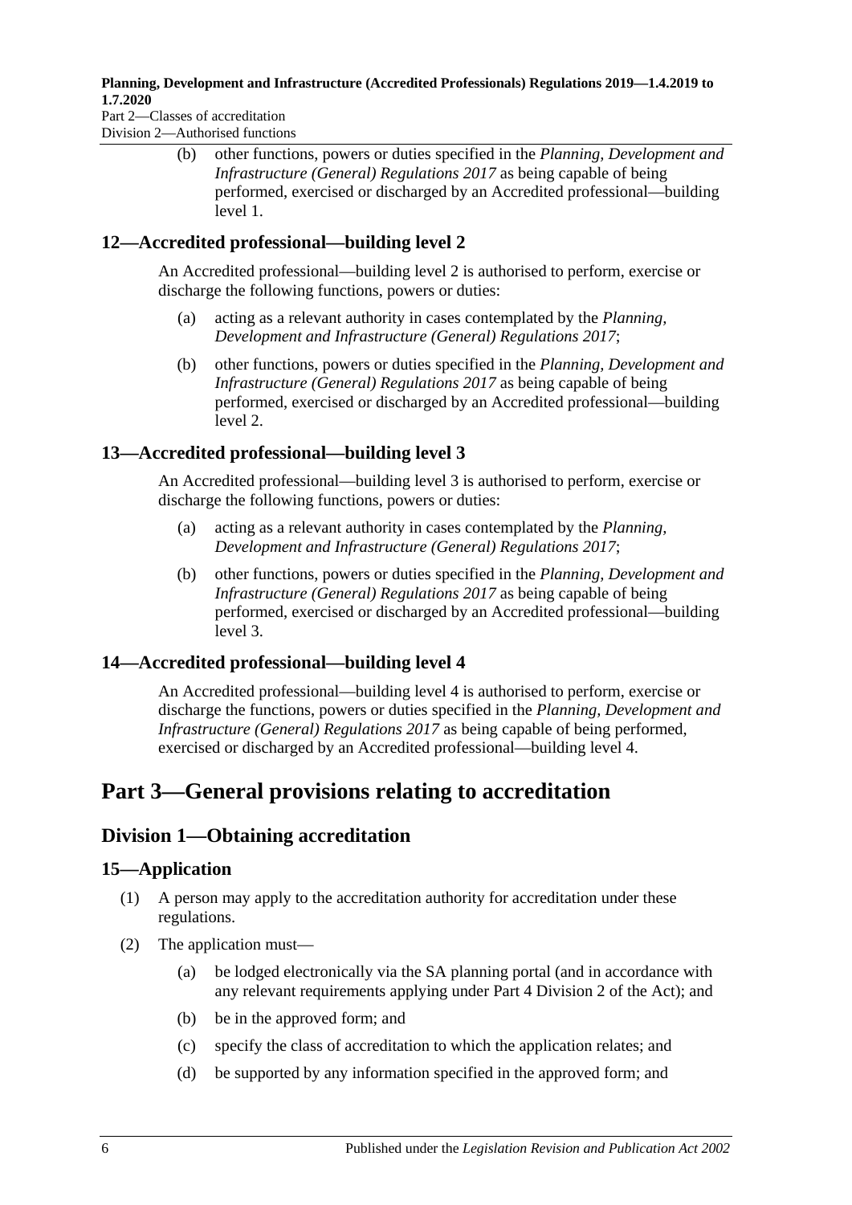(b) other functions, powers or duties specified in the *Planning, Development and Infrastructure (General) Regulations 2017* as being capable of being performed, exercised or discharged by an Accredited professional—building level 1.

### 12—Accredited professional—building level 2

An Accredited professional—building level 2 is authorised to perform, exercise or discharge the following functions, powers or duties:

(a) acting as a relevant authority in cases contemplated by the *Planning, Development and Infrastructure (General) Regulations 2017*;

(b) other functions, powers or duties specified in the *Planning, Development and Infrastructure (General) Regulations 2017* as being capable of being performed, exercised or discharged by an Accredited professional—building level 2.

### 13—Accredited professional—building level 3

An Accredited professional—building level 3 is authorised to perform, exercise or discharge the following functions, powers or duties:

(a) acting as a relevant authority in cases contemplated by the *Planning, Development and Infrastructure (General) Regulations 2017*;

(b) other functions, powers or duties specified in the *Planning, Development and Infrastructure (General) Regulations 2017* as being capable of being performed, exercised or discharged by an Accredited professional—building level 3.

### 14—Accredited professional—building level 4

An Accredited professional—building level 4 is authorised to perform, exercise or discharge the functions, powers or duties specified in the *Planning, Development and Infrastructure (General) Regulations 2017* as being capable of being performed, exercised or discharged by an Accredited professional—building level 4.

# Part 3—General provisions relating to accreditation

## Division 1—Obtaining accreditation

### 15—Application

(1) A person may apply to the accreditation authority for accreditation under these regulations.

(2) The application must—

(a) be lodged electronically via the SA planning portal (and in accordance with any relevant requirements applying under Part 4 Division 2 of the Act); and

(b) be in the approved form; and

(c) specify the class of accreditation to which the application relates; and

(d) be supported by any information specified in the approved form; and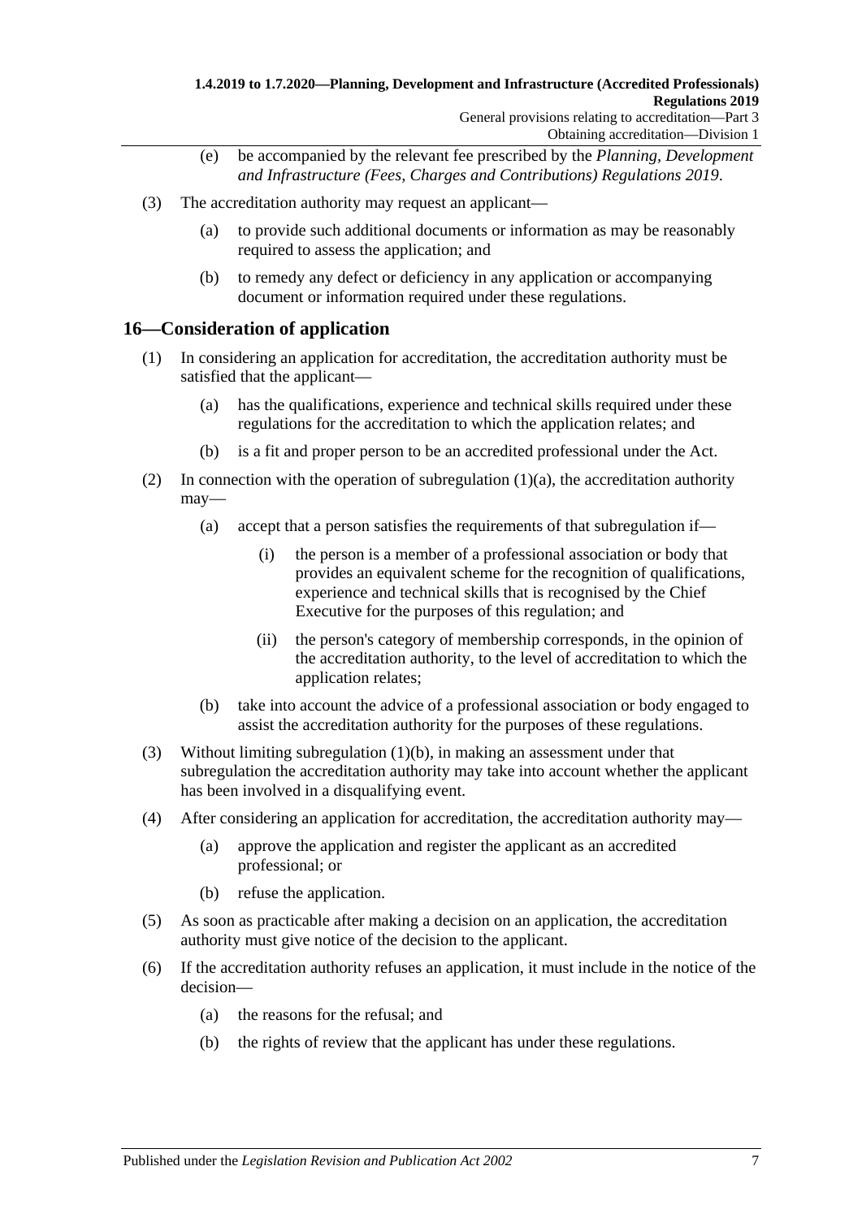(e) be accompanied by the relevant fee prescribed by the *Planning, Development and Infrastructure (Fees, Charges and Contributions) Regulations 2019*.

(3) The accreditation authority may request an applicant—

(a) to provide such additional documents or information as may be reasonably required to assess the application; and

(b) to remedy any defect or deficiency in any application or accompanying document or information required under these regulations.

## 16—Consideration of application

(1) In considering an application for accreditation, the accreditation authority must be satisfied that the applicant—

(a) has the qualifications, experience and technical skills required under these regulations for the accreditation to which the application relates; and

(b) is a fit and proper person to be an accredited professional under the Act.

(2) In connection with the operation of subregulation (1)(a), the accreditation authority may—

(a) accept that a person satisfies the requirements of that subregulation if—

(i) the person is a member of a professional association or body that provides an equivalent scheme for the recognition of qualifications, experience and technical skills that is recognised by the Chief Executive for the purposes of this regulation; and

(ii) the person's category of membership corresponds, in the opinion of the accreditation authority, to the level of accreditation to which the application relates;

(b) take into account the advice of a professional association or body engaged to assist the accreditation authority for the purposes of these regulations.

(3) Without limiting subregulation (1)(b), in making an assessment under that subregulation the accreditation authority may take into account whether the applicant has been involved in a disqualifying event.

(4) After considering an application for accreditation, the accreditation authority may—

(a) approve the application and register the applicant as an accredited professional; or

(b) refuse the application.

(5) As soon as practicable after making a decision on an application, the accreditation authority must give notice of the decision to the applicant.

(6) If the accreditation authority refuses an application, it must include in the notice of the decision—

(a) the reasons for the refusal; and

(b) the rights of review that the applicant has under these regulations.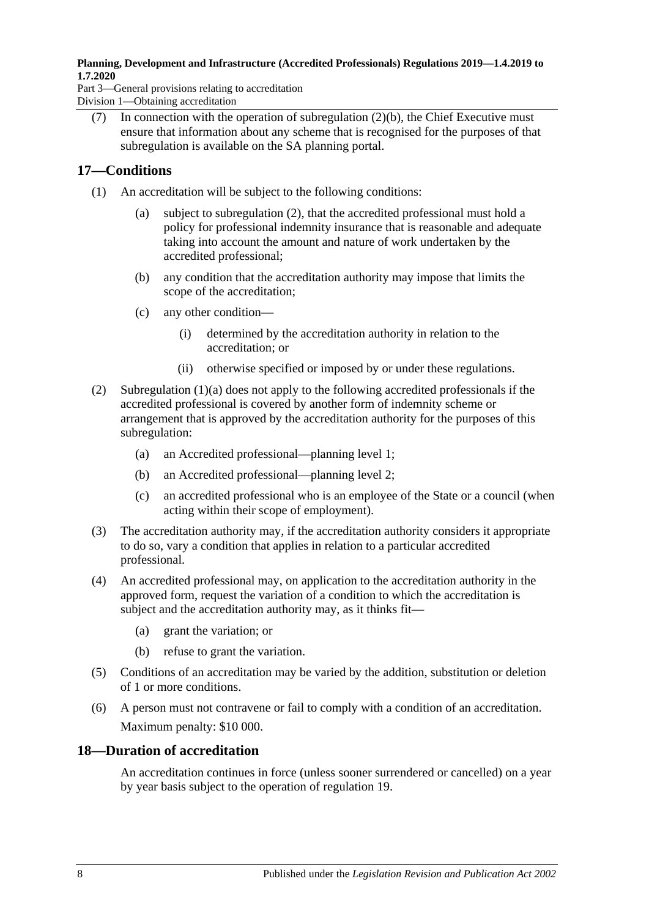(7) In connection with the operation of subregulation (2)(b), the Chief Executive must ensure that information about any scheme that is recognised for the purposes of that subregulation is available on the SA planning portal.

## 17—Conditions

(1) An accreditation will be subject to the following conditions:

- (a) subject to subregulation (2), that the accredited professional must hold a policy for professional indemnity insurance that is reasonable and adequate taking into account the amount and nature of work undertaken by the accredited professional;
- (b) any condition that the accreditation authority may impose that limits the scope of the accreditation;
- (c) any other condition—
  - (i) determined by the accreditation authority in relation to the accreditation; or
  - (ii) otherwise specified or imposed by or under these regulations.

(2) Subregulation (1)(a) does not apply to the following accredited professionals if the accredited professional is covered by another form of indemnity scheme or arrangement that is approved by the accreditation authority for the purposes of this subregulation:

- (a) an Accredited professional—planning level 1;
- (b) an Accredited professional—planning level 2;
- (c) an accredited professional who is an employee of the State or a council (when acting within their scope of employment).

(3) The accreditation authority may, if the accreditation authority considers it appropriate to do so, vary a condition that applies in relation to a particular accredited professional.

(4) An accredited professional may, on application to the accreditation authority in the approved form, request the variation of a condition to which the accreditation is subject and the accreditation authority may, as it thinks fit—

- (a) grant the variation; or
- (b) refuse to grant the variation.

(5) Conditions of an accreditation may be varied by the addition, substitution or deletion of 1 or more conditions.

(6) A person must not contravene or fail to comply with a condition of an accreditation.

Maximum penalty: $10 000.

## 18—Duration of accreditation

An accreditation continues in force (unless sooner surrendered or cancelled) on a year by year basis subject to the operation of regulation 19.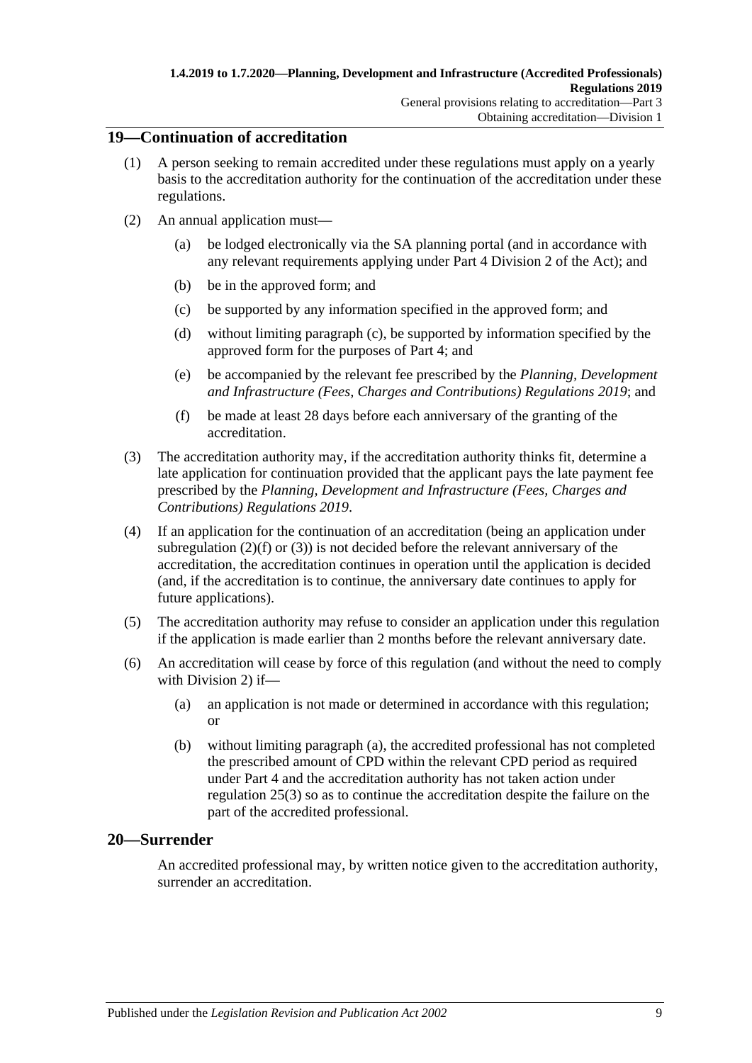## 19—Continuation of accreditation

(1) A person seeking to remain accredited under these regulations must apply on a yearly basis to the accreditation authority for the continuation of the accreditation under these regulations.

(2) An annual application must—

(a) be lodged electronically via the SA planning portal (and in accordance with any relevant requirements applying under Part 4 Division 2 of the Act); and

(b) be in the approved form; and

(c) be supported by any information specified in the approved form; and

(d) without limiting paragraph (c), be supported by information specified by the approved form for the purposes of Part 4; and

(e) be accompanied by the relevant fee prescribed by the *Planning, Development and Infrastructure (Fees, Charges and Contributions) Regulations 2019*; and

(f) be made at least 28 days before each anniversary of the granting of the accreditation.

(3) The accreditation authority may, if the accreditation authority thinks fit, determine a late application for continuation provided that the applicant pays the late payment fee prescribed by the *Planning, Development and Infrastructure (Fees, Charges and Contributions) Regulations 2019*.

(4) If an application for the continuation of an accreditation (being an application under subregulation (2)(f) or (3)) is not decided before the relevant anniversary of the accreditation, the accreditation continues in operation until the application is decided (and, if the accreditation is to continue, the anniversary date continues to apply for future applications).

(5) The accreditation authority may refuse to consider an application under this regulation if the application is made earlier than 2 months before the relevant anniversary date.

(6) An accreditation will cease by force of this regulation (and without the need to comply with Division 2) if—

(a) an application is not made or determined in accordance with this regulation; or

(b) without limiting paragraph (a), the accredited professional has not completed the prescribed amount of CPD within the relevant CPD period as required under Part 4 and the accreditation authority has not taken action under regulation 25(3) so as to continue the accreditation despite the failure on the part of the accredited professional.

## 20—Surrender

An accredited professional may, by written notice given to the accreditation authority, surrender an accreditation.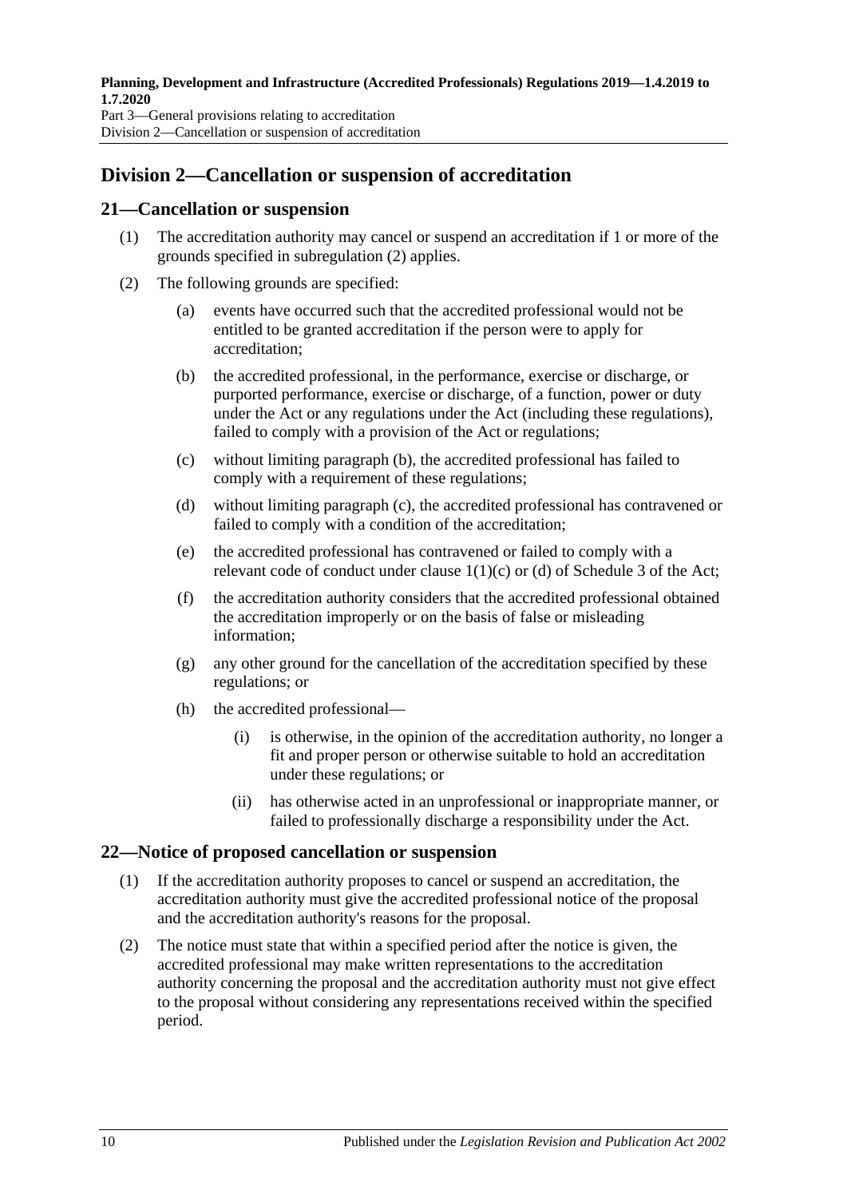## Division 2—Cancellation or suspension of accreditation

### 21—Cancellation or suspension

(1) The accreditation authority may cancel or suspend an accreditation if 1 or more of the grounds specified in subregulation (2) applies.

(2) The following grounds are specified:

(a) events have occurred such that the accredited professional would not be entitled to be granted accreditation if the person were to apply for accreditation;

(b) the accredited professional, in the performance, exercise or discharge, or purported performance, exercise or discharge, of a function, power or duty under the Act or any regulations under the Act (including these regulations), failed to comply with a provision of the Act or regulations;

(c) without limiting paragraph (b), the accredited professional has failed to comply with a requirement of these regulations;

(d) without limiting paragraph (c), the accredited professional has contravened or failed to comply with a condition of the accreditation;

(e) the accredited professional has contravened or failed to comply with a relevant code of conduct under clause 1(1)(c) or (d) of Schedule 3 of the Act;

(f) the accreditation authority considers that the accredited professional obtained the accreditation improperly or on the basis of false or misleading information;

(g) any other ground for the cancellation of the accreditation specified by these regulations; or

(h) the accredited professional—

(i) is otherwise, in the opinion of the accreditation authority, no longer a fit and proper person or otherwise suitable to hold an accreditation under these regulations; or

(ii) has otherwise acted in an unprofessional or inappropriate manner, or failed to professionally discharge a responsibility under the Act.

### 22—Notice of proposed cancellation or suspension

(1) If the accreditation authority proposes to cancel or suspend an accreditation, the accreditation authority must give the accredited professional notice of the proposal and the accreditation authority's reasons for the proposal.

(2) The notice must state that within a specified period after the notice is given, the accredited professional may make written representations to the accreditation authority concerning the proposal and the accreditation authority must not give effect to the proposal without considering any representations received within the specified period.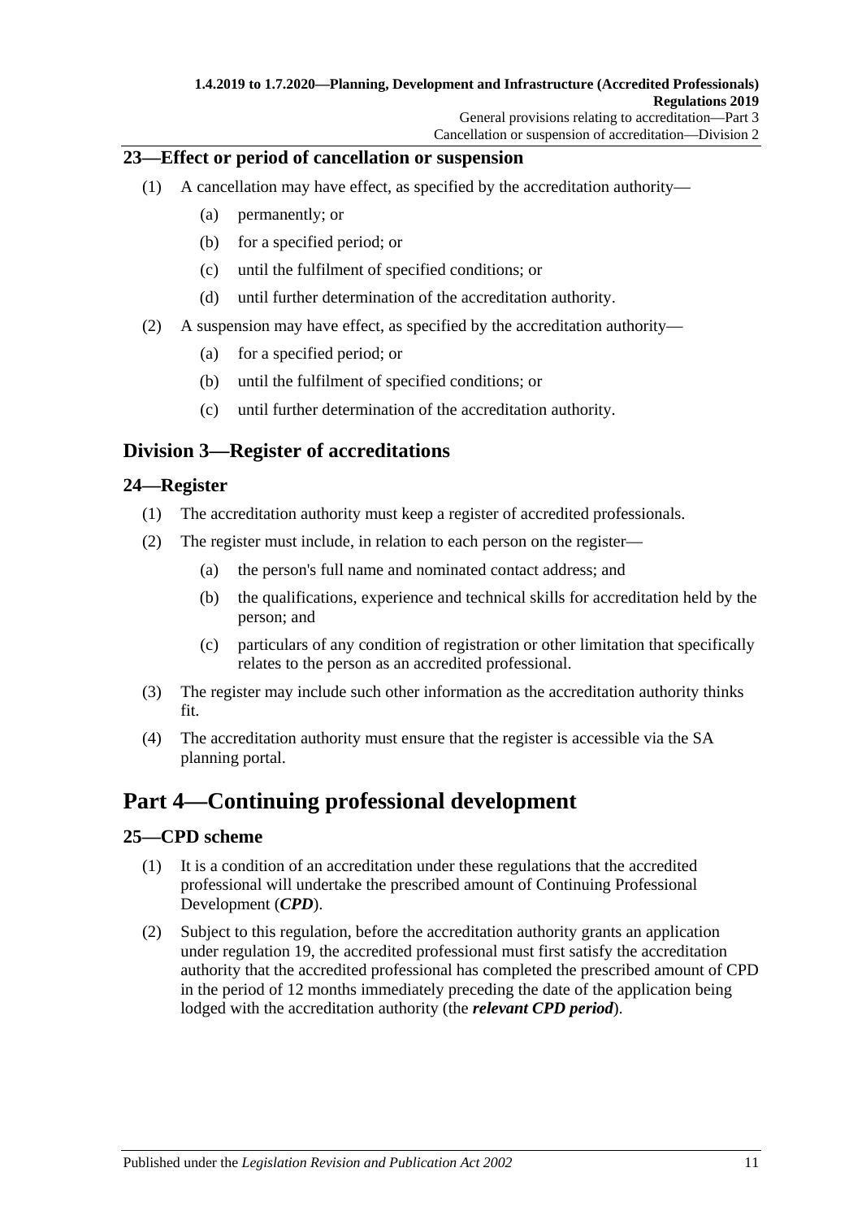## 23—Effect or period of cancellation or suspension

(1) A cancellation may have effect, as specified by the accreditation authority—

(a) permanently; or

(b) for a specified period; or

(c) until the fulfilment of specified conditions; or

(d) until further determination of the accreditation authority.

(2) A suspension may have effect, as specified by the accreditation authority—

(a) for a specified period; or

(b) until the fulfilment of specified conditions; or

(c) until further determination of the accreditation authority.

## Division 3—Register of accreditations

## 24—Register

(1) The accreditation authority must keep a register of accredited professionals.

(2) The register must include, in relation to each person on the register—

(a) the person's full name and nominated contact address; and

(b) the qualifications, experience and technical skills for accreditation held by the person; and

(c) particulars of any condition of registration or other limitation that specifically relates to the person as an accredited professional.

(3) The register may include such other information as the accreditation authority thinks fit.

(4) The accreditation authority must ensure that the register is accessible via the SA planning portal.

# Part 4—Continuing professional development

## 25—CPD scheme

(1) It is a condition of an accreditation under these regulations that the accredited professional will undertake the prescribed amount of Continuing Professional Development (***CPD***).

(2) Subject to this regulation, before the accreditation authority grants an application under regulation 19, the accredited professional must first satisfy the accreditation authority that the accredited professional has completed the prescribed amount of CPD in the period of 12 months immediately preceding the date of the application being lodged with the accreditation authority (the ***relevant CPD period***).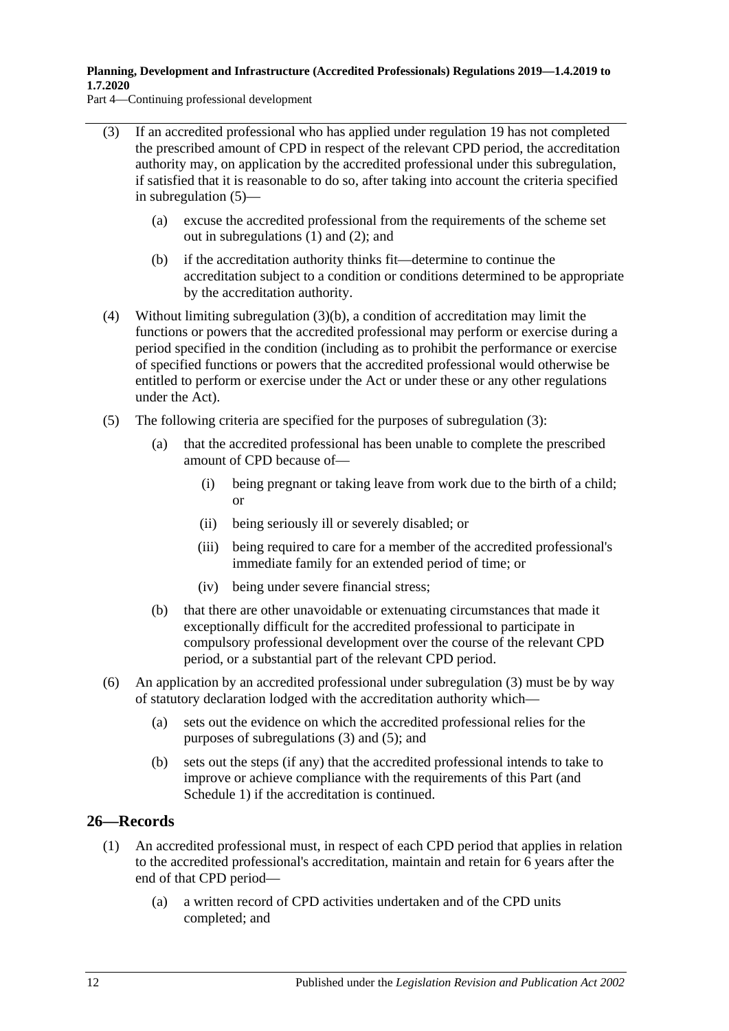(3) If an accredited professional who has applied under regulation 19 has not completed the prescribed amount of CPD in respect of the relevant CPD period, the accreditation authority may, on application by the accredited professional under this subregulation, if satisfied that it is reasonable to do so, after taking into account the criteria specified in subregulation (5)—

   (a) excuse the accredited professional from the requirements of the scheme set out in subregulations (1) and (2); and

   (b) if the accreditation authority thinks fit—determine to continue the accreditation subject to a condition or conditions determined to be appropriate by the accreditation authority.

(4) Without limiting subregulation (3)(b), a condition of accreditation may limit the functions or powers that the accredited professional may perform or exercise during a period specified in the condition (including as to prohibit the performance or exercise of specified functions or powers that the accredited professional would otherwise be entitled to perform or exercise under the Act or under these or any other regulations under the Act).

(5) The following criteria are specified for the purposes of subregulation (3):

   (a) that the accredited professional has been unable to complete the prescribed amount of CPD because of—

      (i) being pregnant or taking leave from work due to the birth of a child; or

      (ii) being seriously ill or severely disabled; or

      (iii) being required to care for a member of the accredited professional's immediate family for an extended period of time; or

      (iv) being under severe financial stress;

   (b) that there are other unavoidable or extenuating circumstances that made it exceptionally difficult for the accredited professional to participate in compulsory professional development over the course of the relevant CPD period, or a substantial part of the relevant CPD period.

(6) An application by an accredited professional under subregulation (3) must be by way of statutory declaration lodged with the accreditation authority which—

   (a) sets out the evidence on which the accredited professional relies for the purposes of subregulations (3) and (5); and

   (b) sets out the steps (if any) that the accredited professional intends to take to improve or achieve compliance with the requirements of this Part (and Schedule 1) if the accreditation is continued.

## 26—Records

(1) An accredited professional must, in respect of each CPD period that applies in relation to the accredited professional's accreditation, maintain and retain for 6 years after the end of that CPD period—

   (a) a written record of CPD activities undertaken and of the CPD units completed; and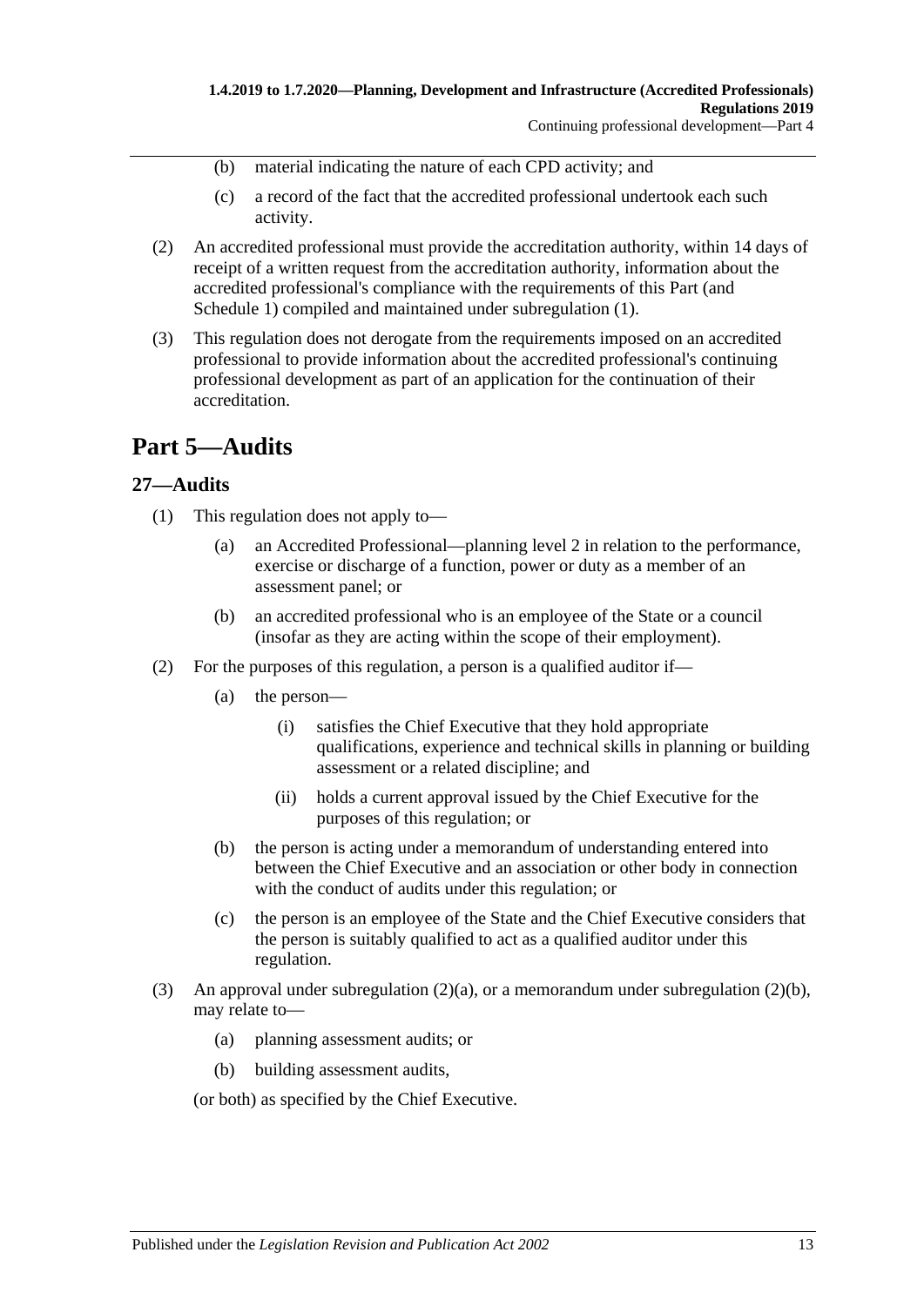(b) material indicating the nature of each CPD activity; and

(c) a record of the fact that the accredited professional undertook each such activity.

(2) An accredited professional must provide the accreditation authority, within 14 days of receipt of a written request from the accreditation authority, information about the accredited professional's compliance with the requirements of this Part (and Schedule 1) compiled and maintained under subregulation (1).

(3) This regulation does not derogate from the requirements imposed on an accredited professional to provide information about the accredited professional's continuing professional development as part of an application for the continuation of their accreditation.

# Part 5—Audits

## 27—Audits

(1) This regulation does not apply to—

(a) an Accredited Professional—planning level 2 in relation to the performance, exercise or discharge of a function, power or duty as a member of an assessment panel; or

(b) an accredited professional who is an employee of the State or a council (insofar as they are acting within the scope of their employment).

(2) For the purposes of this regulation, a person is a qualified auditor if—

(a) the person—

(i) satisfies the Chief Executive that they hold appropriate qualifications, experience and technical skills in planning or building assessment or a related discipline; and

(ii) holds a current approval issued by the Chief Executive for the purposes of this regulation; or

(b) the person is acting under a memorandum of understanding entered into between the Chief Executive and an association or other body in connection with the conduct of audits under this regulation; or

(c) the person is an employee of the State and the Chief Executive considers that the person is suitably qualified to act as a qualified auditor under this regulation.

(3) An approval under subregulation (2)(a), or a memorandum under subregulation (2)(b), may relate to—

(a) planning assessment audits; or

(b) building assessment audits,

(or both) as specified by the Chief Executive.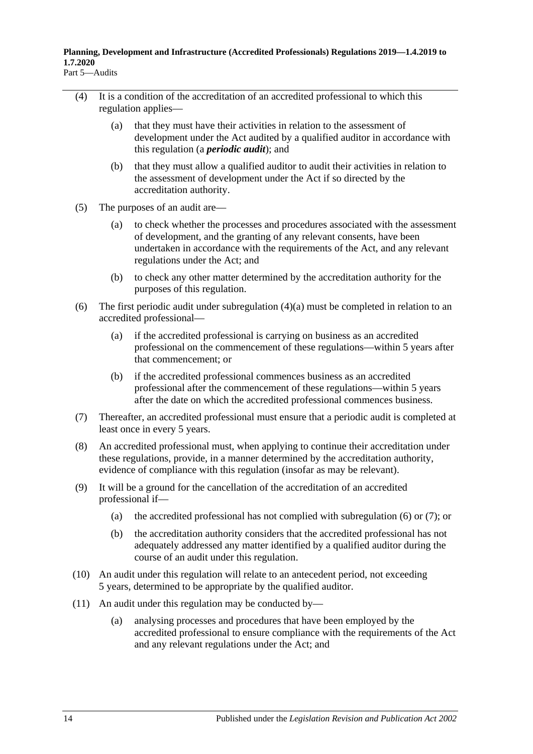(4) It is a condition of the accreditation of an accredited professional to which this regulation applies—

(a) that they must have their activities in relation to the assessment of development under the Act audited by a qualified auditor in accordance with this regulation (a ***periodic audit***); and

(b) that they must allow a qualified auditor to audit their activities in relation to the assessment of development under the Act if so directed by the accreditation authority.

(5) The purposes of an audit are—

(a) to check whether the processes and procedures associated with the assessment of development, and the granting of any relevant consents, have been undertaken in accordance with the requirements of the Act, and any relevant regulations under the Act; and

(b) to check any other matter determined by the accreditation authority for the purposes of this regulation.

(6) The first periodic audit under subregulation (4)(a) must be completed in relation to an accredited professional—

(a) if the accredited professional is carrying on business as an accredited professional on the commencement of these regulations—within 5 years after that commencement; or

(b) if the accredited professional commences business as an accredited professional after the commencement of these regulations—within 5 years after the date on which the accredited professional commences business.

(7) Thereafter, an accredited professional must ensure that a periodic audit is completed at least once in every 5 years.

(8) An accredited professional must, when applying to continue their accreditation under these regulations, provide, in a manner determined by the accreditation authority, evidence of compliance with this regulation (insofar as may be relevant).

(9) It will be a ground for the cancellation of the accreditation of an accredited professional if—

(a) the accredited professional has not complied with subregulation (6) or (7); or

(b) the accreditation authority considers that the accredited professional has not adequately addressed any matter identified by a qualified auditor during the course of an audit under this regulation.

(10) An audit under this regulation will relate to an antecedent period, not exceeding 5 years, determined to be appropriate by the qualified auditor.

(11) An audit under this regulation may be conducted by—

(a) analysing processes and procedures that have been employed by the accredited professional to ensure compliance with the requirements of the Act and any relevant regulations under the Act; and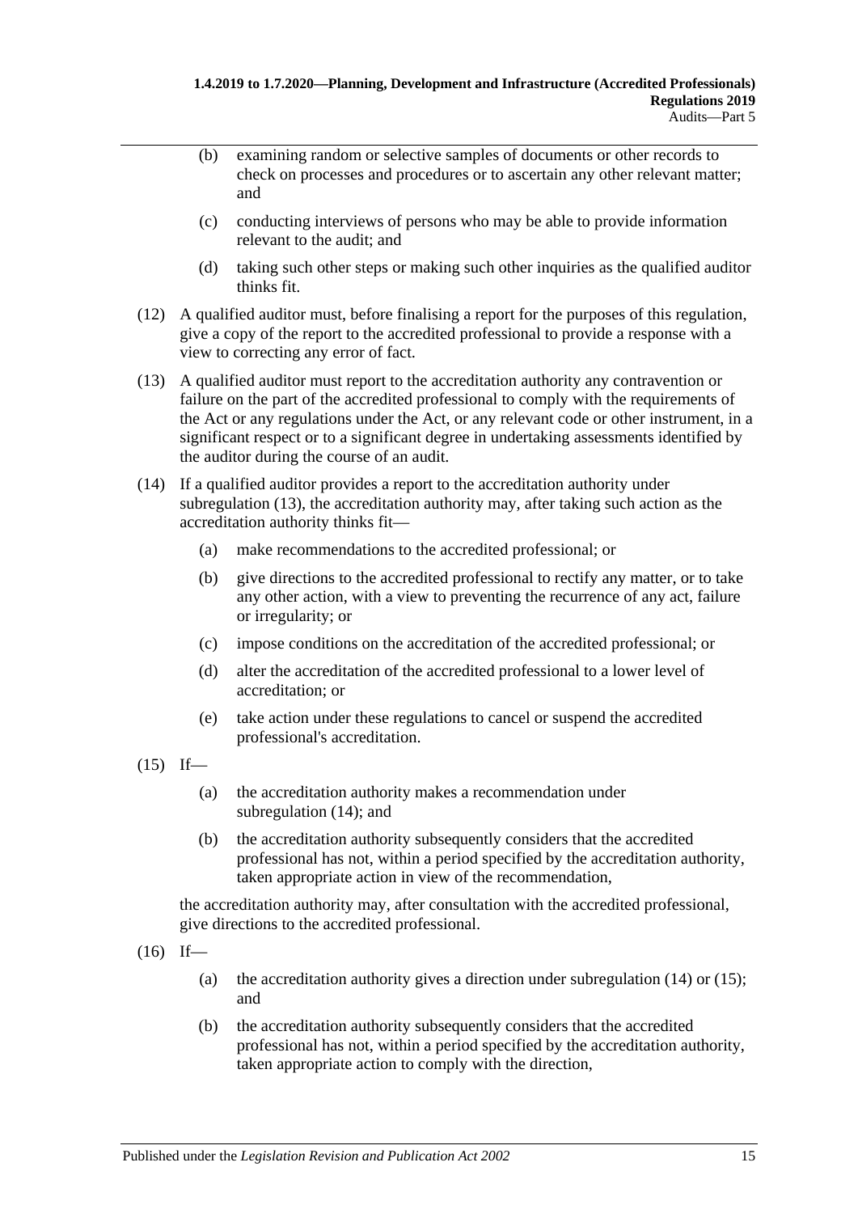(b) examining random or selective samples of documents or other records to check on processes and procedures or to ascertain any other relevant matter; and

(c) conducting interviews of persons who may be able to provide information relevant to the audit; and

(d) taking such other steps or making such other inquiries as the qualified auditor thinks fit.

(12) A qualified auditor must, before finalising a report for the purposes of this regulation, give a copy of the report to the accredited professional to provide a response with a view to correcting any error of fact.

(13) A qualified auditor must report to the accreditation authority any contravention or failure on the part of the accredited professional to comply with the requirements of the Act or any regulations under the Act, or any relevant code or other instrument, in a significant respect or to a significant degree in undertaking assessments identified by the auditor during the course of an audit.

(14) If a qualified auditor provides a report to the accreditation authority under subregulation (13), the accreditation authority may, after taking such action as the accreditation authority thinks fit—

(a) make recommendations to the accredited professional; or

(b) give directions to the accredited professional to rectify any matter, or to take any other action, with a view to preventing the recurrence of any act, failure or irregularity; or

(c) impose conditions on the accreditation of the accredited professional; or

(d) alter the accreditation of the accredited professional to a lower level of accreditation; or

(e) take action under these regulations to cancel or suspend the accredited professional's accreditation.

(15) If—

(a) the accreditation authority makes a recommendation under subregulation (14); and

(b) the accreditation authority subsequently considers that the accredited professional has not, within a period specified by the accreditation authority, taken appropriate action in view of the recommendation,

the accreditation authority may, after consultation with the accredited professional, give directions to the accredited professional.

(16) If—

(a) the accreditation authority gives a direction under subregulation (14) or (15); and

(b) the accreditation authority subsequently considers that the accredited professional has not, within a period specified by the accreditation authority, taken appropriate action to comply with the direction,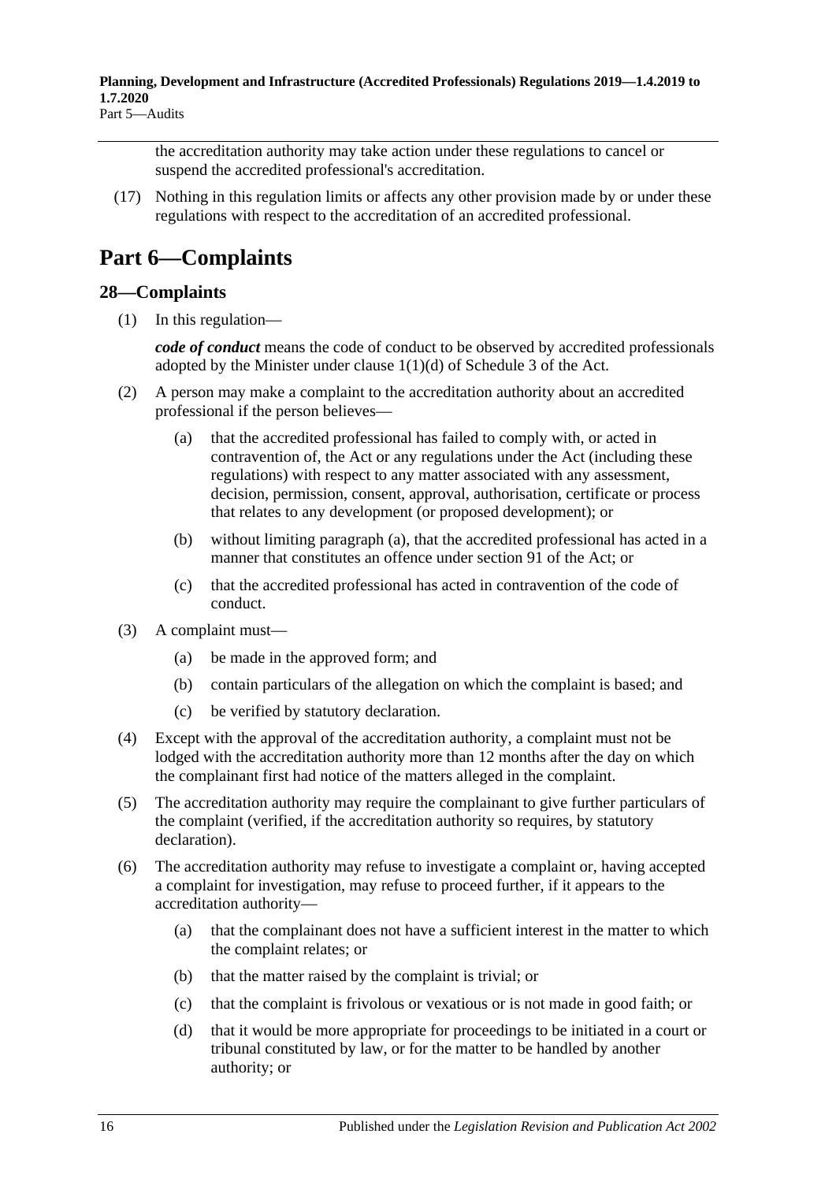the accreditation authority may take action under these regulations to cancel or suspend the accredited professional's accreditation.

(17) Nothing in this regulation limits or affects any other provision made by or under these regulations with respect to the accreditation of an accredited professional.

# Part 6—Complaints

## 28—Complaints

(1) In this regulation—

***code of conduct*** means the code of conduct to be observed by accredited professionals adopted by the Minister under clause 1(1)(d) of Schedule 3 of the Act.

(2) A person may make a complaint to the accreditation authority about an accredited professional if the person believes—

- (a) that the accredited professional has failed to comply with, or acted in contravention of, the Act or any regulations under the Act (including these regulations) with respect to any matter associated with any assessment, decision, permission, consent, approval, authorisation, certificate or process that relates to any development (or proposed development); or
- (b) without limiting paragraph (a), that the accredited professional has acted in a manner that constitutes an offence under section 91 of the Act; or
- (c) that the accredited professional has acted in contravention of the code of conduct.

(3) A complaint must—

- (a) be made in the approved form; and
- (b) contain particulars of the allegation on which the complaint is based; and
- (c) be verified by statutory declaration.

(4) Except with the approval of the accreditation authority, a complaint must not be lodged with the accreditation authority more than 12 months after the day on which the complainant first had notice of the matters alleged in the complaint.

(5) The accreditation authority may require the complainant to give further particulars of the complaint (verified, if the accreditation authority so requires, by statutory declaration).

(6) The accreditation authority may refuse to investigate a complaint or, having accepted a complaint for investigation, may refuse to proceed further, if it appears to the accreditation authority—

- (a) that the complainant does not have a sufficient interest in the matter to which the complaint relates; or
- (b) that the matter raised by the complaint is trivial; or
- (c) that the complaint is frivolous or vexatious or is not made in good faith; or
- (d) that it would be more appropriate for proceedings to be initiated in a court or tribunal constituted by law, or for the matter to be handled by another authority; or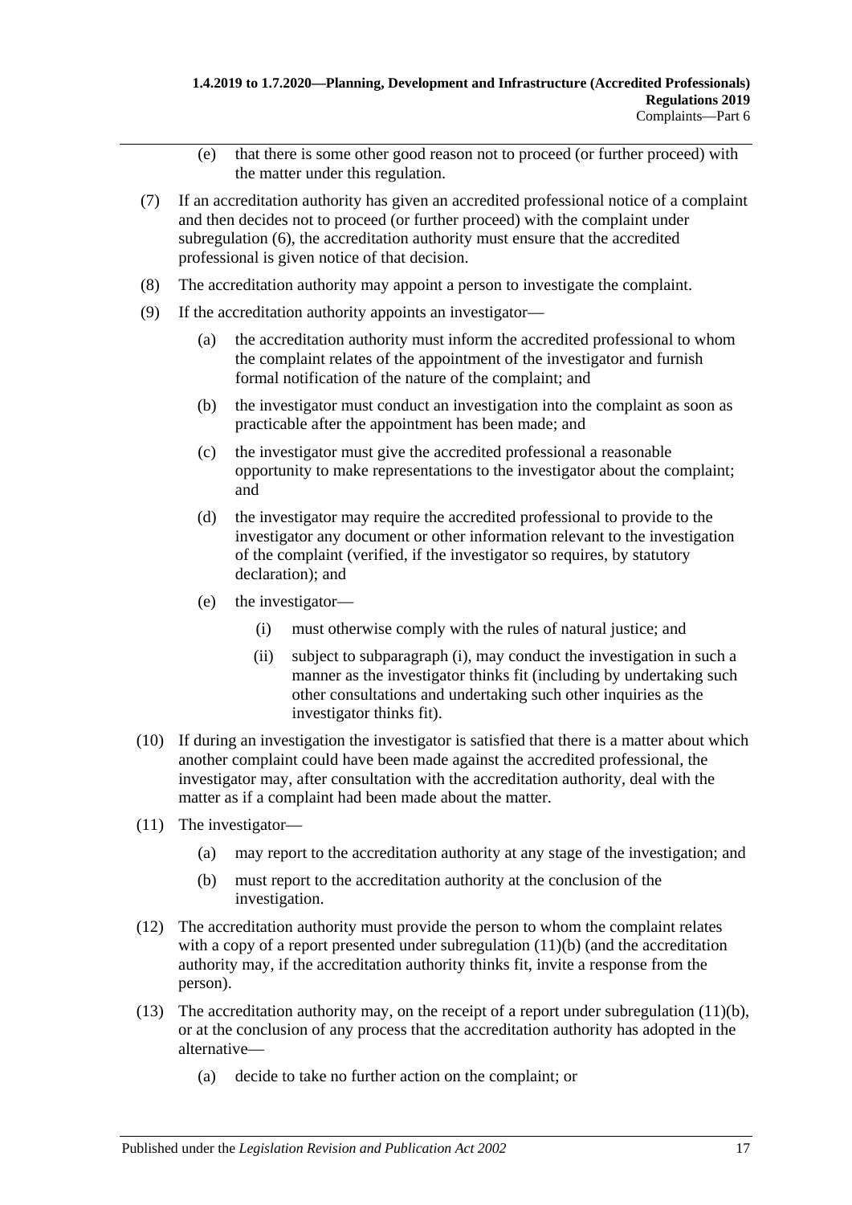(e) that there is some other good reason not to proceed (or further proceed) with the matter under this regulation.

(7) If an accreditation authority has given an accredited professional notice of a complaint and then decides not to proceed (or further proceed) with the complaint under subregulation (6), the accreditation authority must ensure that the accredited professional is given notice of that decision.

(8) The accreditation authority may appoint a person to investigate the complaint.

(9) If the accreditation authority appoints an investigator—

(a) the accreditation authority must inform the accredited professional to whom the complaint relates of the appointment of the investigator and furnish formal notification of the nature of the complaint; and

(b) the investigator must conduct an investigation into the complaint as soon as practicable after the appointment has been made; and

(c) the investigator must give the accredited professional a reasonable opportunity to make representations to the investigator about the complaint; and

(d) the investigator may require the accredited professional to provide to the investigator any document or other information relevant to the investigation of the complaint (verified, if the investigator so requires, by statutory declaration); and

(e) the investigator—

(i) must otherwise comply with the rules of natural justice; and

(ii) subject to subparagraph (i), may conduct the investigation in such a manner as the investigator thinks fit (including by undertaking such other consultations and undertaking such other inquiries as the investigator thinks fit).

(10) If during an investigation the investigator is satisfied that there is a matter about which another complaint could have been made against the accredited professional, the investigator may, after consultation with the accreditation authority, deal with the matter as if a complaint had been made about the matter.

(11) The investigator—

(a) may report to the accreditation authority at any stage of the investigation; and

(b) must report to the accreditation authority at the conclusion of the investigation.

(12) The accreditation authority must provide the person to whom the complaint relates with a copy of a report presented under subregulation (11)(b) (and the accreditation authority may, if the accreditation authority thinks fit, invite a response from the person).

(13) The accreditation authority may, on the receipt of a report under subregulation (11)(b), or at the conclusion of any process that the accreditation authority has adopted in the alternative—

(a) decide to take no further action on the complaint; or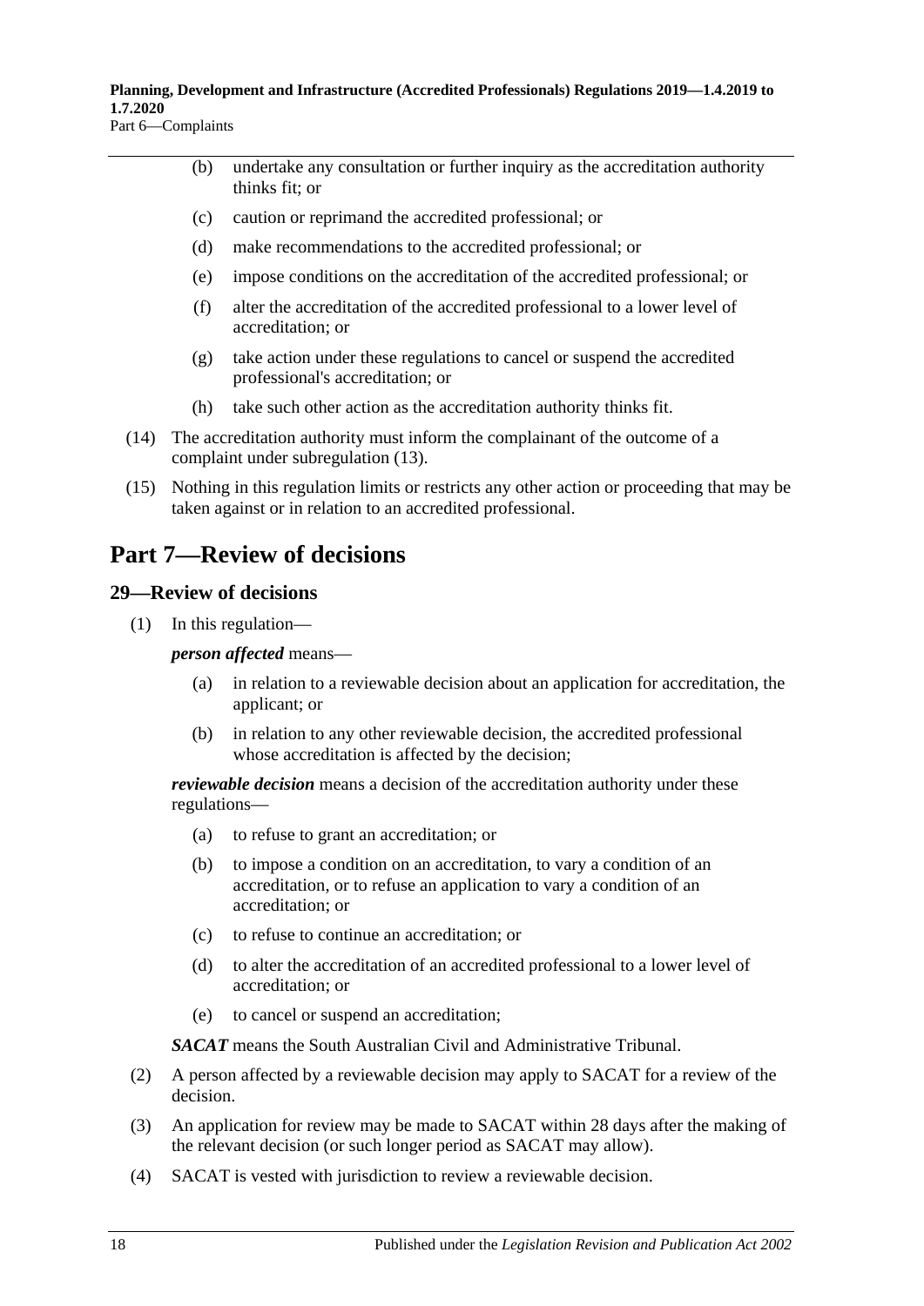(b) undertake any consultation or further inquiry as the accreditation authority thinks fit; or

(c) caution or reprimand the accredited professional; or

(d) make recommendations to the accredited professional; or

(e) impose conditions on the accreditation of the accredited professional; or

(f) alter the accreditation of the accredited professional to a lower level of accreditation; or

(g) take action under these regulations to cancel or suspend the accredited professional's accreditation; or

(h) take such other action as the accreditation authority thinks fit.

(14) The accreditation authority must inform the complainant of the outcome of a complaint under subregulation (13).

(15) Nothing in this regulation limits or restricts any other action or proceeding that may be taken against or in relation to an accredited professional.

# Part 7—Review of decisions

## 29—Review of decisions

(1) In this regulation—

***person affected*** means—

(a) in relation to a reviewable decision about an application for accreditation, the applicant; or

(b) in relation to any other reviewable decision, the accredited professional whose accreditation is affected by the decision;

***reviewable decision*** means a decision of the accreditation authority under these regulations—

(a) to refuse to grant an accreditation; or

(b) to impose a condition on an accreditation, to vary a condition of an accreditation, or to refuse an application to vary a condition of an accreditation; or

(c) to refuse to continue an accreditation; or

(d) to alter the accreditation of an accredited professional to a lower level of accreditation; or

(e) to cancel or suspend an accreditation;

***SACAT*** means the South Australian Civil and Administrative Tribunal.

(2) A person affected by a reviewable decision may apply to SACAT for a review of the decision.

(3) An application for review may be made to SACAT within 28 days after the making of the relevant decision (or such longer period as SACAT may allow).

(4) SACAT is vested with jurisdiction to review a reviewable decision.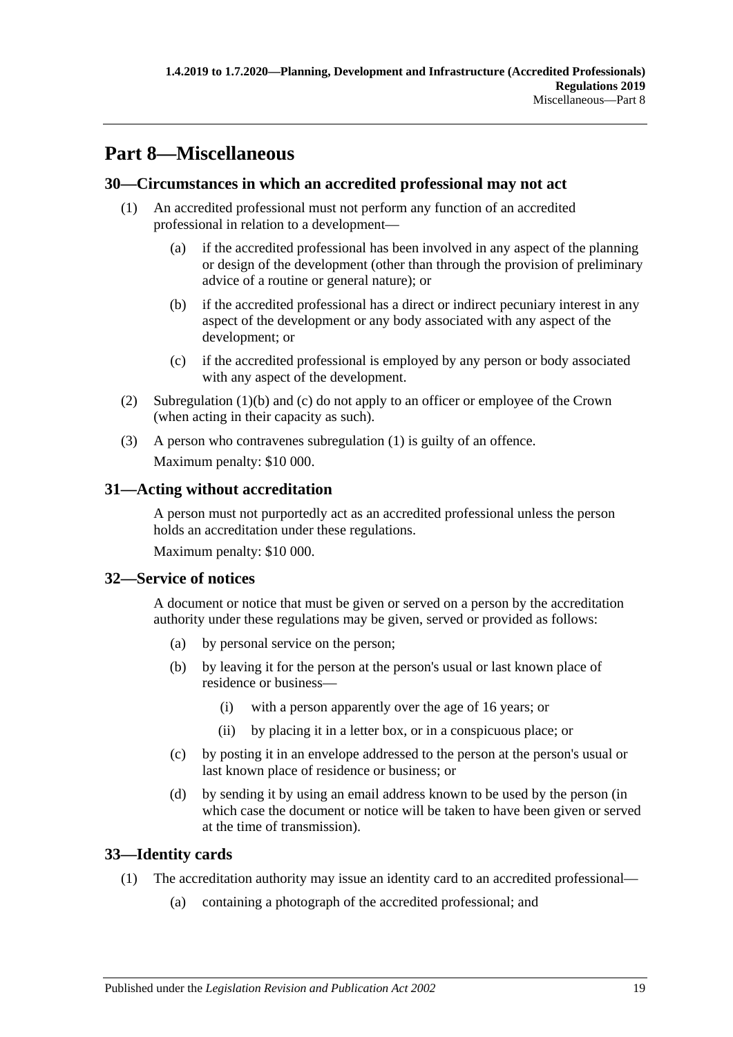# Part 8—Miscellaneous

## 30—Circumstances in which an accredited professional may not act

(1) An accredited professional must not perform any function of an accredited professional in relation to a development—

- (a) if the accredited professional has been involved in any aspect of the planning or design of the development (other than through the provision of preliminary advice of a routine or general nature); or
- (b) if the accredited professional has a direct or indirect pecuniary interest in any aspect of the development or any body associated with any aspect of the development; or
- (c) if the accredited professional is employed by any person or body associated with any aspect of the development.

(2) Subregulation (1)(b) and (c) do not apply to an officer or employee of the Crown (when acting in their capacity as such).

(3) A person who contravenes subregulation (1) is guilty of an offence.

Maximum penalty: $10 000.

## 31—Acting without accreditation

A person must not purportedly act as an accredited professional unless the person holds an accreditation under these regulations.

Maximum penalty: $10 000.

## 32—Service of notices

A document or notice that must be given or served on a person by the accreditation authority under these regulations may be given, served or provided as follows:

- (a) by personal service on the person;
- (b) by leaving it for the person at the person's usual or last known place of residence or business—
  - (i) with a person apparently over the age of 16 years; or
  - (ii) by placing it in a letter box, or in a conspicuous place; or
- (c) by posting it in an envelope addressed to the person at the person's usual or last known place of residence or business; or
- (d) by sending it by using an email address known to be used by the person (in which case the document or notice will be taken to have been given or served at the time of transmission).

## 33—Identity cards

(1) The accreditation authority may issue an identity card to an accredited professional—

- (a) containing a photograph of the accredited professional; and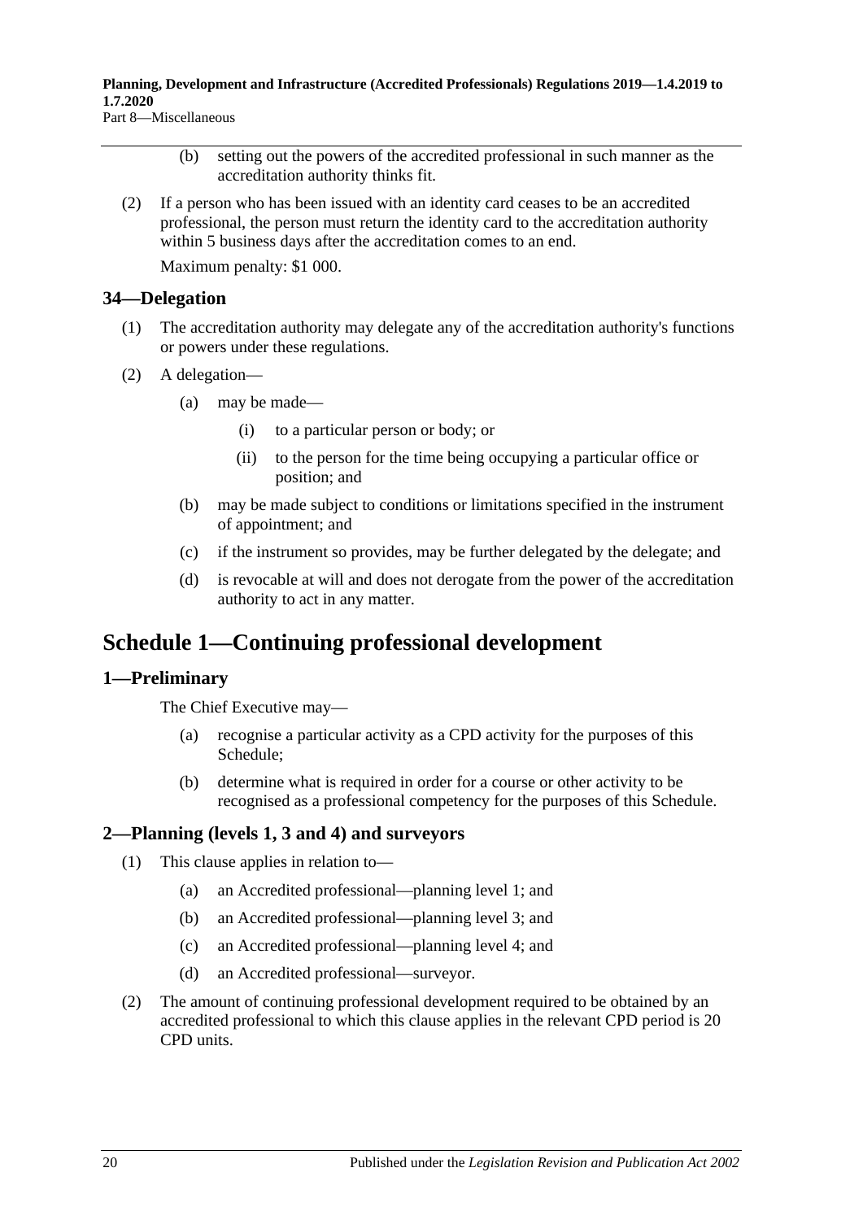(b) setting out the powers of the accredited professional in such manner as the accreditation authority thinks fit.

(2) If a person who has been issued with an identity card ceases to be an accredited professional, the person must return the identity card to the accreditation authority within 5 business days after the accreditation comes to an end.

Maximum penalty: $1 000.

### 34—Delegation

(1) The accreditation authority may delegate any of the accreditation authority's functions or powers under these regulations.

(2) A delegation—

(a) may be made—

(i) to a particular person or body; or

(ii) to the person for the time being occupying a particular office or position; and

(b) may be made subject to conditions or limitations specified in the instrument of appointment; and

(c) if the instrument so provides, may be further delegated by the delegate; and

(d) is revocable at will and does not derogate from the power of the accreditation authority to act in any matter.

## Schedule 1—Continuing professional development

### 1—Preliminary

The Chief Executive may—

(a) recognise a particular activity as a CPD activity for the purposes of this Schedule;

(b) determine what is required in order for a course or other activity to be recognised as a professional competency for the purposes of this Schedule.

### 2—Planning (levels 1, 3 and 4) and surveyors

(1) This clause applies in relation to—

(a) an Accredited professional—planning level 1; and

(b) an Accredited professional—planning level 3; and

(c) an Accredited professional—planning level 4; and

(d) an Accredited professional—surveyor.

(2) The amount of continuing professional development required to be obtained by an accredited professional to which this clause applies in the relevant CPD period is 20 CPD units.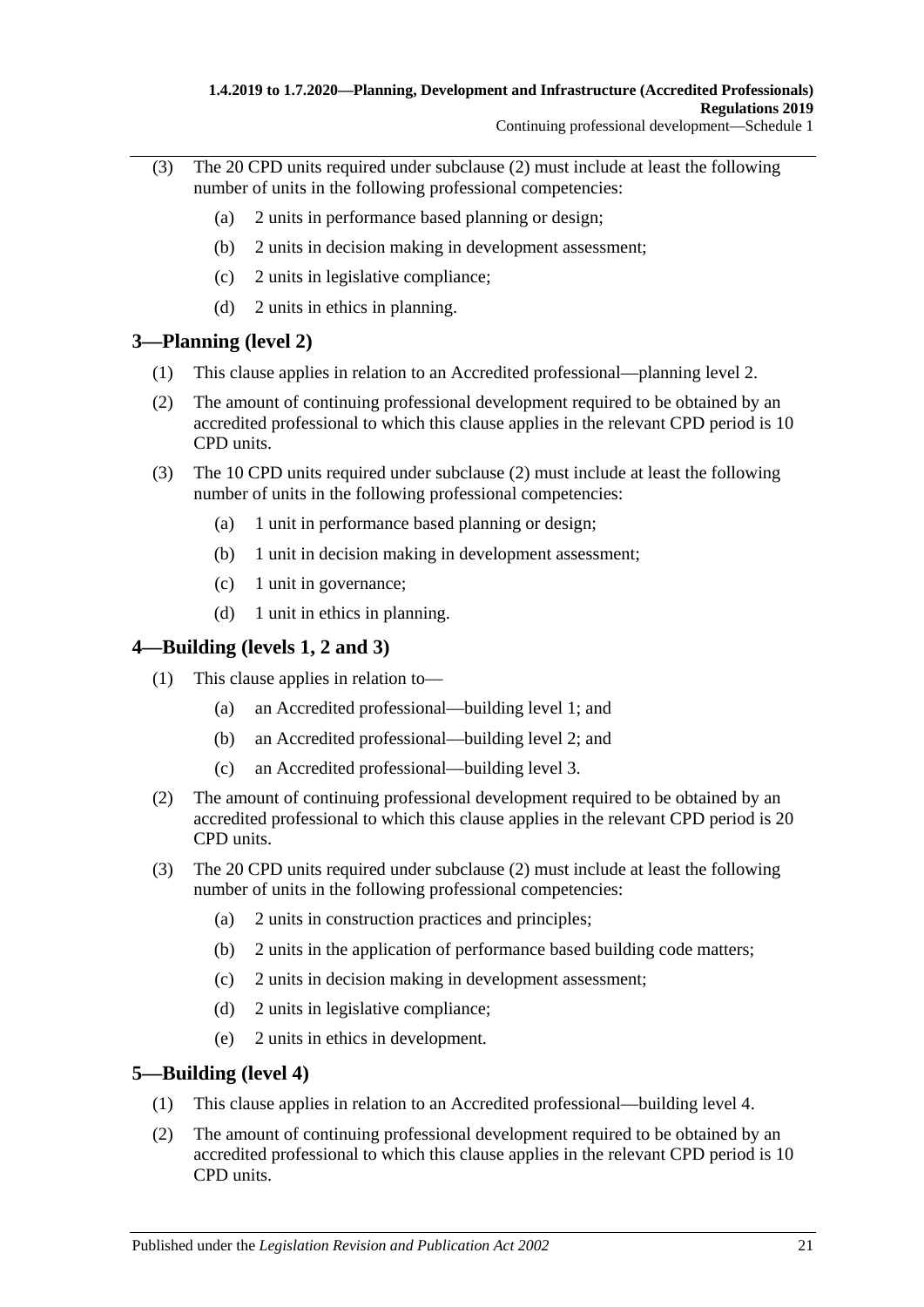(3) The 20 CPD units required under subclause (2) must include at least the following number of units in the following professional competencies:

(a) 2 units in performance based planning or design;

(b) 2 units in decision making in development assessment;

(c) 2 units in legislative compliance;

(d) 2 units in ethics in planning.

## 3—Planning (level 2)

(1) This clause applies in relation to an Accredited professional—planning level 2.

(2) The amount of continuing professional development required to be obtained by an accredited professional to which this clause applies in the relevant CPD period is 10 CPD units.

(3) The 10 CPD units required under subclause (2) must include at least the following number of units in the following professional competencies:

(a) 1 unit in performance based planning or design;

(b) 1 unit in decision making in development assessment;

(c) 1 unit in governance;

(d) 1 unit in ethics in planning.

## 4—Building (levels 1, 2 and 3)

(1) This clause applies in relation to—

(a) an Accredited professional—building level 1; and

(b) an Accredited professional—building level 2; and

(c) an Accredited professional—building level 3.

(2) The amount of continuing professional development required to be obtained by an accredited professional to which this clause applies in the relevant CPD period is 20 CPD units.

(3) The 20 CPD units required under subclause (2) must include at least the following number of units in the following professional competencies:

(a) 2 units in construction practices and principles;

(b) 2 units in the application of performance based building code matters;

(c) 2 units in decision making in development assessment;

(d) 2 units in legislative compliance;

(e) 2 units in ethics in development.

## 5—Building (level 4)

(1) This clause applies in relation to an Accredited professional—building level 4.

(2) The amount of continuing professional development required to be obtained by an accredited professional to which this clause applies in the relevant CPD period is 10 CPD units.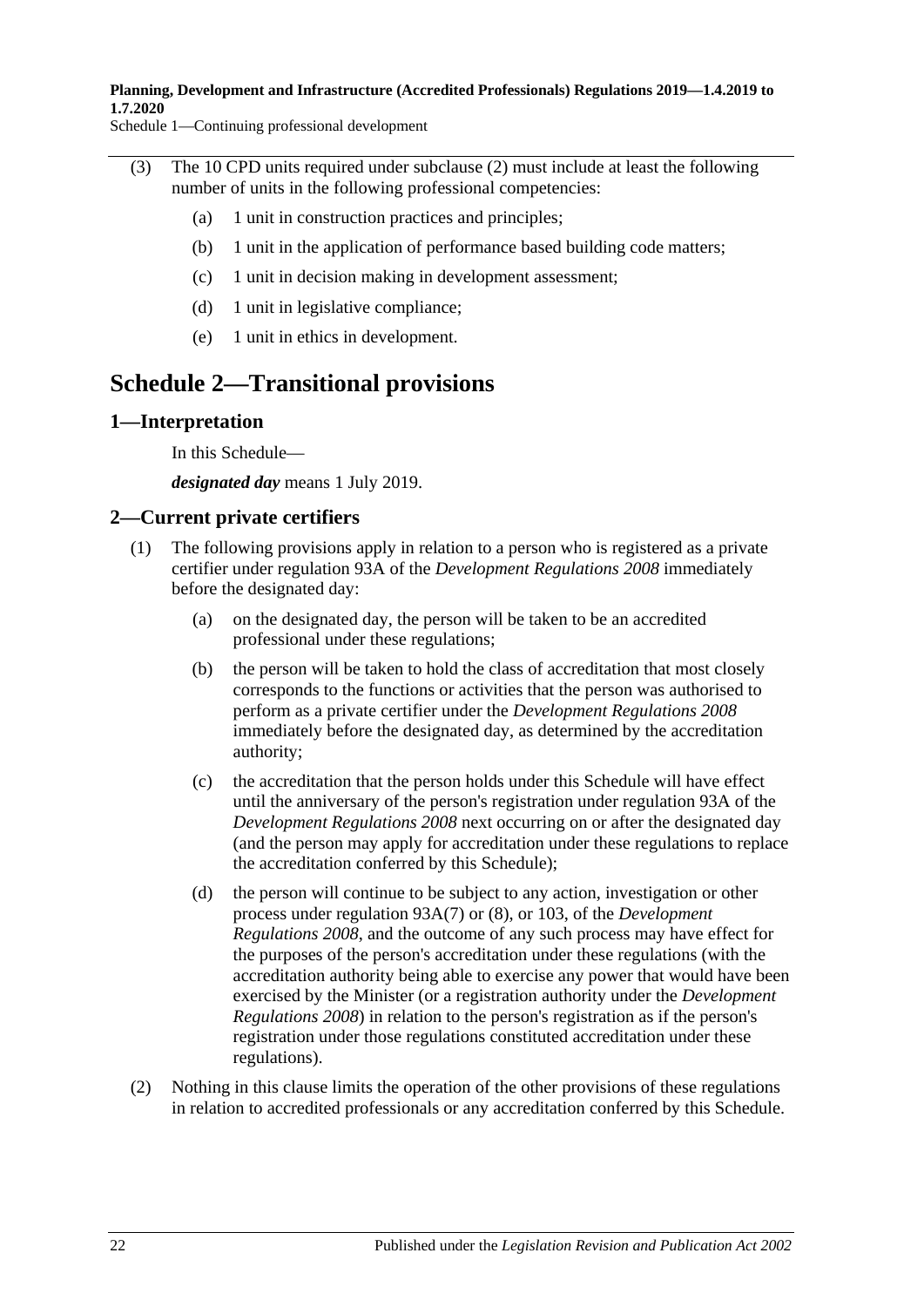(3) The 10 CPD units required under subclause (2) must include at least the following number of units in the following professional competencies:

(a) 1 unit in construction practices and principles;

(b) 1 unit in the application of performance based building code matters;

(c) 1 unit in decision making in development assessment;

(d) 1 unit in legislative compliance;

(e) 1 unit in ethics in development.

# Schedule 2—Transitional provisions

## 1—Interpretation

In this Schedule—

***designated day*** means 1 July 2019.

## 2—Current private certifiers

(1) The following provisions apply in relation to a person who is registered as a private certifier under regulation 93A of the *Development Regulations 2008* immediately before the designated day:

(a) on the designated day, the person will be taken to be an accredited professional under these regulations;

(b) the person will be taken to hold the class of accreditation that most closely corresponds to the functions or activities that the person was authorised to perform as a private certifier under the *Development Regulations 2008* immediately before the designated day, as determined by the accreditation authority;

(c) the accreditation that the person holds under this Schedule will have effect until the anniversary of the person's registration under regulation 93A of the *Development Regulations 2008* next occurring on or after the designated day (and the person may apply for accreditation under these regulations to replace the accreditation conferred by this Schedule);

(d) the person will continue to be subject to any action, investigation or other process under regulation 93A(7) or (8), or 103, of the *Development Regulations 2008*, and the outcome of any such process may have effect for the purposes of the person's accreditation under these regulations (with the accreditation authority being able to exercise any power that would have been exercised by the Minister (or a registration authority under the *Development Regulations 2008*) in relation to the person's registration as if the person's registration under those regulations constituted accreditation under these regulations).

(2) Nothing in this clause limits the operation of the other provisions of these regulations in relation to accredited professionals or any accreditation conferred by this Schedule.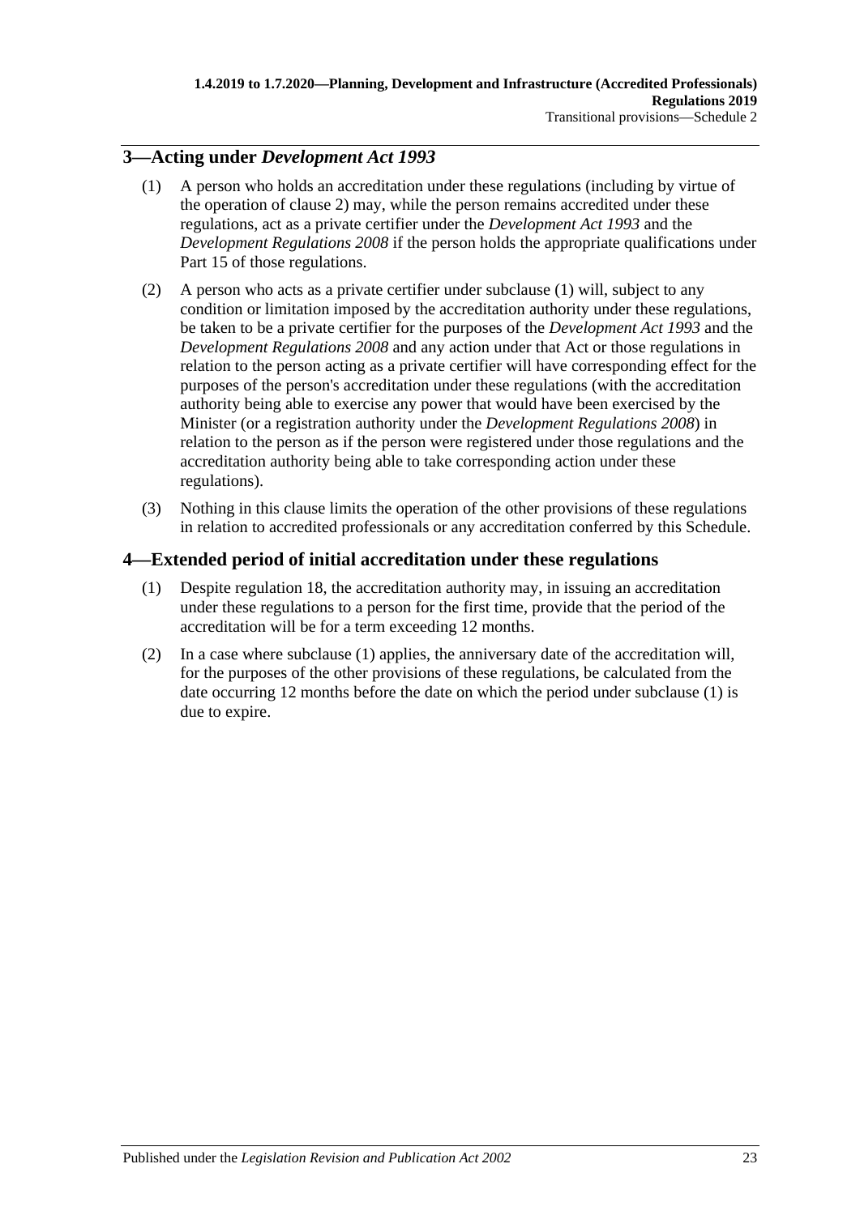## 3—Acting under *Development Act 1993*

(1) A person who holds an accreditation under these regulations (including by virtue of the operation of clause 2) may, while the person remains accredited under these regulations, act as a private certifier under the *Development Act 1993* and the *Development Regulations 2008* if the person holds the appropriate qualifications under Part 15 of those regulations.

(2) A person who acts as a private certifier under subclause (1) will, subject to any condition or limitation imposed by the accreditation authority under these regulations, be taken to be a private certifier for the purposes of the *Development Act 1993* and the *Development Regulations 2008* and any action under that Act or those regulations in relation to the person acting as a private certifier will have corresponding effect for the purposes of the person's accreditation under these regulations (with the accreditation authority being able to exercise any power that would have been exercised by the Minister (or a registration authority under the *Development Regulations 2008*) in relation to the person as if the person were registered under those regulations and the accreditation authority being able to take corresponding action under these regulations).

(3) Nothing in this clause limits the operation of the other provisions of these regulations in relation to accredited professionals or any accreditation conferred by this Schedule.

## 4—Extended period of initial accreditation under these regulations

(1) Despite regulation 18, the accreditation authority may, in issuing an accreditation under these regulations to a person for the first time, provide that the period of the accreditation will be for a term exceeding 12 months.

(2) In a case where subclause (1) applies, the anniversary date of the accreditation will, for the purposes of the other provisions of these regulations, be calculated from the date occurring 12 months before the date on which the period under subclause (1) is due to expire.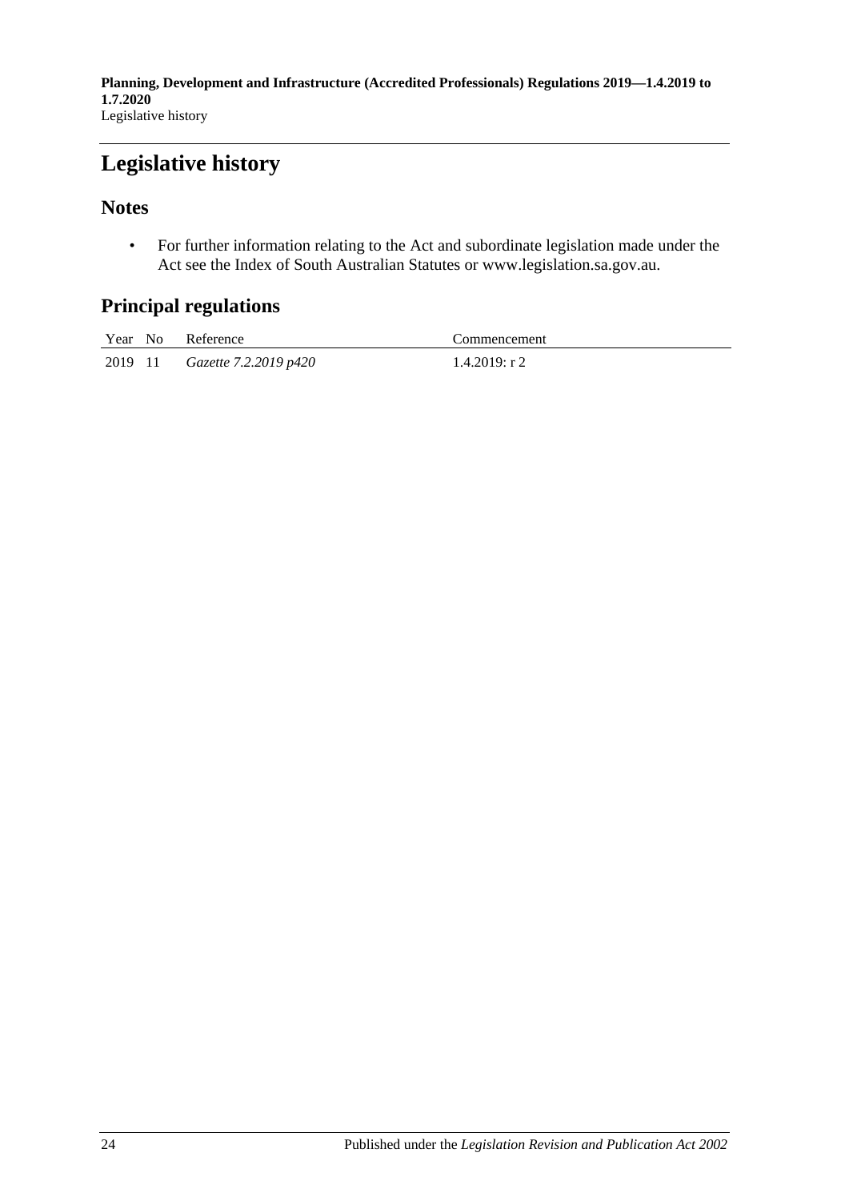# Legislative history

## Notes

- For further information relating to the Act and subordinate legislation made under the Act see the Index of South Australian Statutes or www.legislation.sa.gov.au.

## Principal regulations

| Year | No | Reference | Commencement |
|---|---|---|---|
| 2019 | 11 | *Gazette 7.2.2019 p420* | 1.4.2019: r 2 |